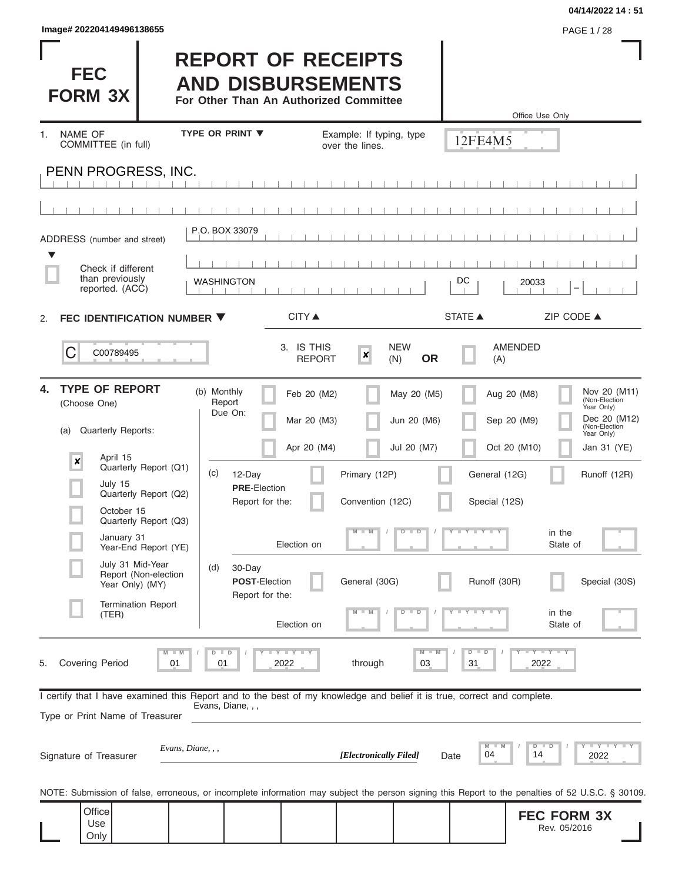Image# 202204149496138655

# FEC FORM 3X

# REPORT OF RECEIPTS AND DISBURSEMENTS

**For Other Than An Authorized Committee**

Office Use Only

12FE4M5

1. NAME OF COMMITTEE (in full) — TYPE OR PRINT ▼ — Example: If typing, type over the lines.

PENN PROGRESS, INC.

ADDRESS (number and street)

P.O. BOX 33079

☐ Check if different than previously reported. (ACC)

| WASHINGTON | DC | 20033 |
|---|---|---|
| CITY ▲ | STATE ▲ | ZIP CODE ▲ |

2. **FEC IDENTIFICATION NUMBER ▼**

C00789495

3. IS THIS REPORT ☒ NEW (N) **OR** ☐ AMENDED (A)

4. **TYPE OF REPORT** (Choose One)

(a) Quarterly Reports:

- ☒ April 15 Quarterly Report (Q1)
- ☐ July 15 Quarterly Report (Q2)
- ☐ October 15 Quarterly Report (Q3)
- ☐ January 31 Year-End Report (YE)
- ☐ July 31 Mid-Year Report (Non-election Year Only) (MY)
- ☐ Termination Report (TER)

(b) Monthly Report Due On:

- ☐ Feb 20 (M2)
- ☐ Mar 20 (M3)
- ☐ Apr 20 (M4)
- ☐ May 20 (M5)
- ☐ Jun 20 (M6)
- ☐ Jul 20 (M7)
- ☐ Aug 20 (M8)
- ☐ Sep 20 (M9)
- ☐ Oct 20 (M10)
- ☐ Nov 20 (M11) (Non-Election Year Only)
- ☐ Dec 20 (M12) (Non-Election Year Only)
- ☐ Jan 31 (YE)

(c) 12-Day **PRE**-Election Report for the:

- ☐ Primary (12P)
- ☐ General (12G)
- ☐ Runoff (12R)
- ☐ Convention (12C)
- ☐ Special (12S)

Election on MM / DD / YYYY in the State of

(d) 30-Day **POST**-Election Report for the:

- ☐ General (30G)
- ☐ Runoff (30R)
- ☐ Special (30S)

Election on MM / DD / YYYY in the State of

5. Covering Period 01 / 01 / 2022 through 03 / 31 / 2022

I certify that I have examined this Report and to the best of my knowledge and belief it is true, correct and complete.

Type or Print Name of Treasurer: Evans, Diane, , ,

Signature of Treasurer: *Evans, Diane, , ,* *[Electronically Filed]* Date 04 / 14 / 2022

NOTE: Submission of false, erroneous, or incomplete information may subject the person signing this Report to the penalties of 52 U.S.C. § 30109.

Office Use Only

**FEC FORM 3X**
Rev. 05/2016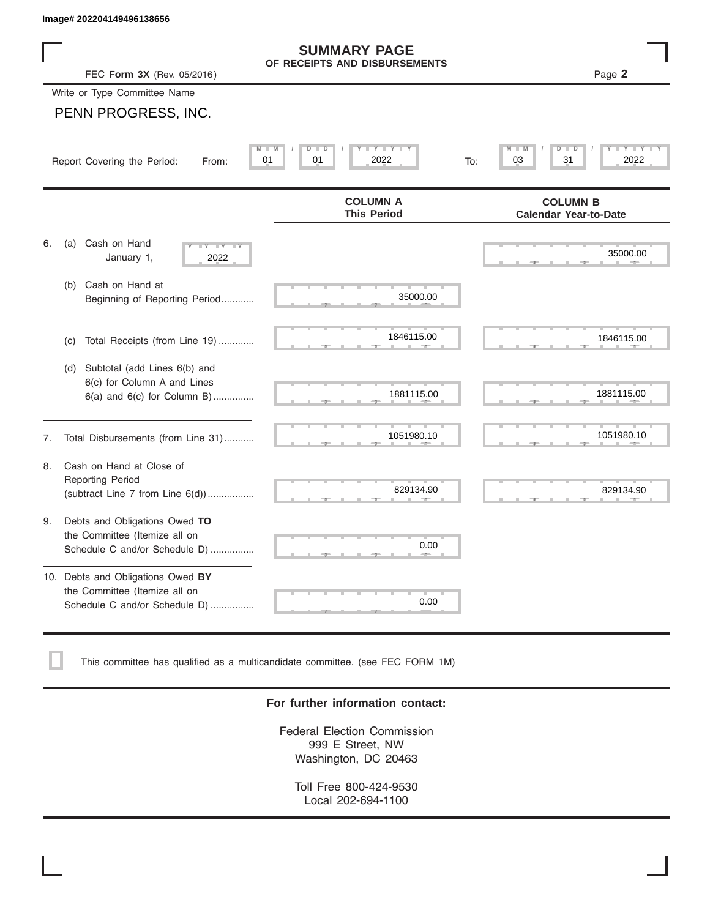Image# 202204149496138656

# SUMMARY PAGE
## OF RECEIPTS AND DISBURSEMENTS

FEC **Form 3X** (Rev. 05/2016)

Write or Type Committee Name

PENN PROGRESS, INC.

Report Covering the Period: From: 01 / 01 / 2022 To: 03 / 31 / 2022

| | COLUMN A This Period | COLUMN B Calendar Year-to-Date |
|---|---|---|
| 6. (a) Cash on Hand January 1, 2022 | | 35000.00 |
| (b) Cash on Hand at Beginning of Reporting Period | 35000.00 | |
| (c) Total Receipts (from Line 19) | 1846115.00 | 1846115.00 |
| (d) Subtotal (add Lines 6(b) and 6(c) for Column A and Lines 6(a) and 6(c) for Column B) | 1881115.00 | 1881115.00 |
| 7. Total Disbursements (from Line 31) | 1051980.10 | 1051980.10 |
| 8. Cash on Hand at Close of Reporting Period (subtract Line 7 from Line 6(d)) | 829134.90 | 829134.90 |
| 9. Debts and Obligations Owed **TO** the Committee (Itemize all on Schedule C and/or Schedule D) | 0.00 | |
| 10. Debts and Obligations Owed **BY** the Committee (Itemize all on Schedule C and/or Schedule D) | 0.00 | |

☐ This committee has qualified as a multicandidate committee. (see FEC FORM 1M)

**For further information contact:**

Federal Election Commission
999 E Street, NW
Washington, DC 20463

Toll Free 800-424-9530
Local 202-694-1100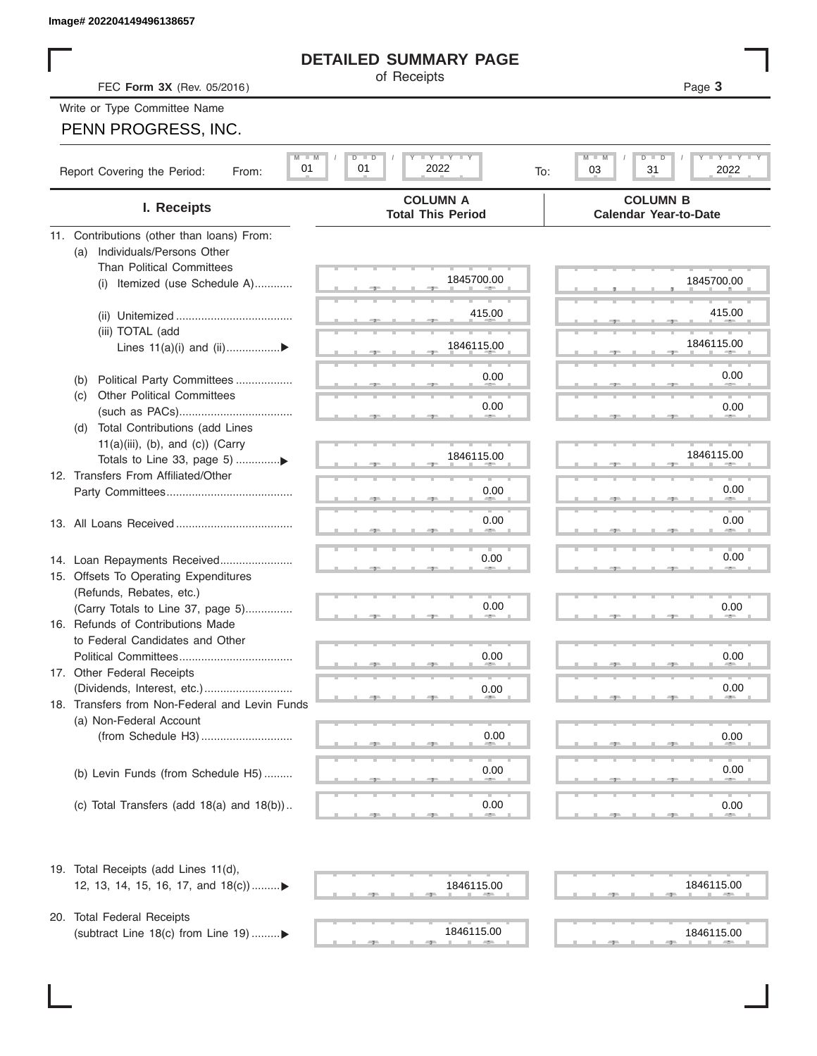Image# 202204149496138657

# DETAILED SUMMARY PAGE

of Receipts

FEC **Form 3X** (Rev. 05/2016)

Write or Type Committee Name

PENN PROGRESS, INC.

Report Covering the Period: From: 01 / 01 / 2022 To: 03 / 31 / 2022

| I. Receipts | COLUMN A Total This Period | COLUMN B Calendar Year-to-Date |
|---|---|---|
| 11. Contributions (other than loans) From: | | |
| (a) Individuals/Persons Other Than Political Committees | | |
| (i) Itemized (use Schedule A) | 1845700.00 | 1845700.00 |
| (ii) Unitemized | 415.00 | 415.00 |
| (iii) TOTAL (add Lines 11(a)(i) and (ii) | 1846115.00 | 1846115.00 |
| (b) Political Party Committees | 0.00 | 0.00 |
| (c) Other Political Committees (such as PACs) | 0.00 | 0.00 |
| (d) Total Contributions (add Lines 11(a)(iii), (b), and (c)) (Carry Totals to Line 33, page 5) | 1846115.00 | 1846115.00 |
| 12. Transfers From Affiliated/Other Party Committees | 0.00 | 0.00 |
| 13. All Loans Received | 0.00 | 0.00 |
| 14. Loan Repayments Received | 0.00 | 0.00 |
| 15. Offsets To Operating Expenditures (Refunds, Rebates, etc.) (Carry Totals to Line 37, page 5) | 0.00 | 0.00 |
| 16. Refunds of Contributions Made to Federal Candidates and Other Political Committees | 0.00 | 0.00 |
| 17. Other Federal Receipts (Dividends, Interest, etc.) | 0.00 | 0.00 |
| 18. Transfers from Non-Federal and Levin Funds | | |
| (a) Non-Federal Account (from Schedule H3) | 0.00 | 0.00 |
| (b) Levin Funds (from Schedule H5) | 0.00 | 0.00 |
| (c) Total Transfers (add 18(a) and 18(b)) | 0.00 | 0.00 |
| 19. Total Receipts (add Lines 11(d), 12, 13, 14, 15, 16, 17, and 18(c)) | 1846115.00 | 1846115.00 |
| 20. Total Federal Receipts (subtract Line 18(c) from Line 19) | 1846115.00 | 1846115.00 |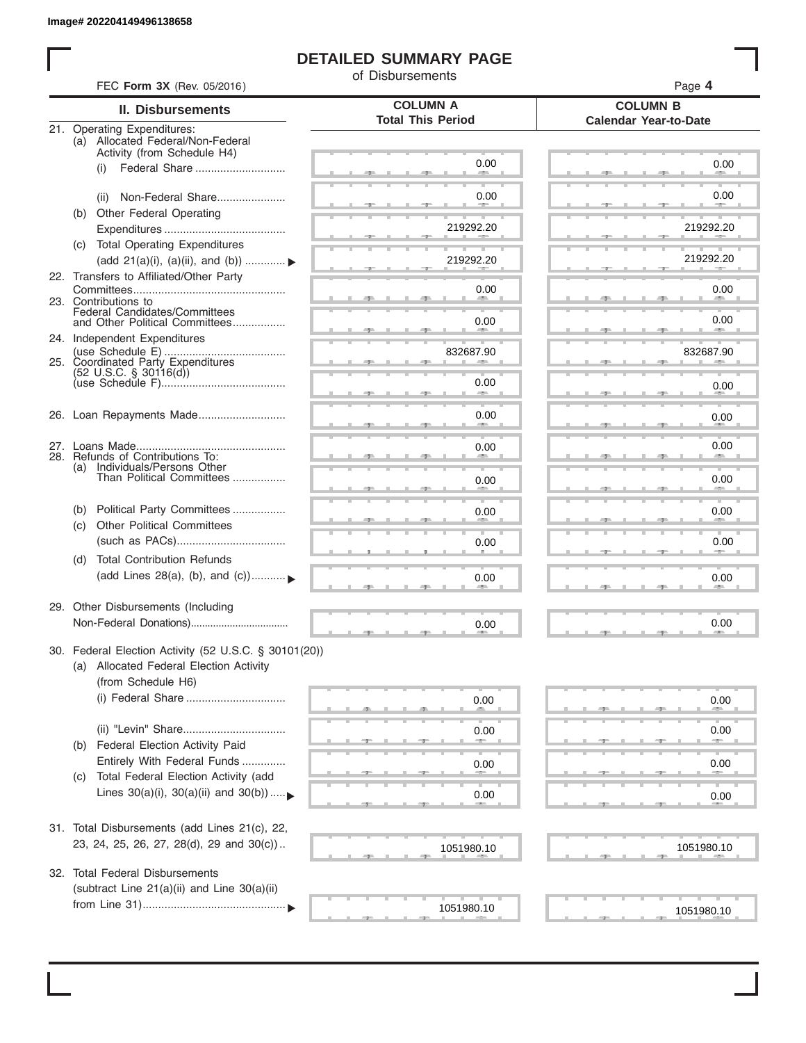Image# 202204149496138658

# DETAILED SUMMARY PAGE

of Disbursements

FEC **Form 3X** (Rev. 05/2016)

| II. Disbursements | COLUMN A Total This Period | COLUMN B Calendar Year-to-Date |
|---|---|---|
| 21. Operating Expenditures: (a) Allocated Federal/Non-Federal Activity (from Schedule H4) (i) Federal Share | 0.00 | 0.00 |
| (ii) Non-Federal Share | 0.00 | 0.00 |
| (b) Other Federal Operating Expenditures | 219292.20 | 219292.20 |
| (c) Total Operating Expenditures (add 21(a)(i), (a)(ii), and (b)) | 219292.20 | 219292.20 |
| 22. Transfers to Affiliated/Other Party Committees | 0.00 | 0.00 |
| 23. Contributions to Federal Candidates/Committees and Other Political Committees | 0.00 | 0.00 |
| 24. Independent Expenditures (use Schedule E) | 832687.90 | 832687.90 |
| 25. Coordinated Party Expenditures (52 U.S.C. § 30116(d)) (use Schedule F) | 0.00 | 0.00 |
| 26. Loan Repayments Made | 0.00 | 0.00 |
| 27. Loans Made | 0.00 | 0.00 |
| 28. Refunds of Contributions To: (a) Individuals/Persons Other Than Political Committees | 0.00 | 0.00 |
| (b) Political Party Committees | 0.00 | 0.00 |
| (c) Other Political Committees (such as PACs) | 0.00 | 0.00 |
| (d) Total Contribution Refunds (add Lines 28(a), (b), and (c)) | 0.00 | 0.00 |
| 29. Other Disbursements (Including Non-Federal Donations) | 0.00 | 0.00 |
| 30. Federal Election Activity (52 U.S.C. § 30101(20)) (a) Allocated Federal Election Activity (from Schedule H6) (i) Federal Share | 0.00 | 0.00 |
| (ii) "Levin" Share | 0.00 | 0.00 |
| (b) Federal Election Activity Paid Entirely With Federal Funds | 0.00 | 0.00 |
| (c) Total Federal Election Activity (add Lines 30(a)(i), 30(a)(ii) and 30(b)) | 0.00 | 0.00 |
| 31. Total Disbursements (add Lines 21(c), 22, 23, 24, 25, 26, 27, 28(d), 29 and 30(c)) | 1051980.10 | 1051980.10 |
| 32. Total Federal Disbursements (subtract Line 21(a)(ii) and Line 30(a)(ii) from Line 31) | 1051980.10 | 1051980.10 |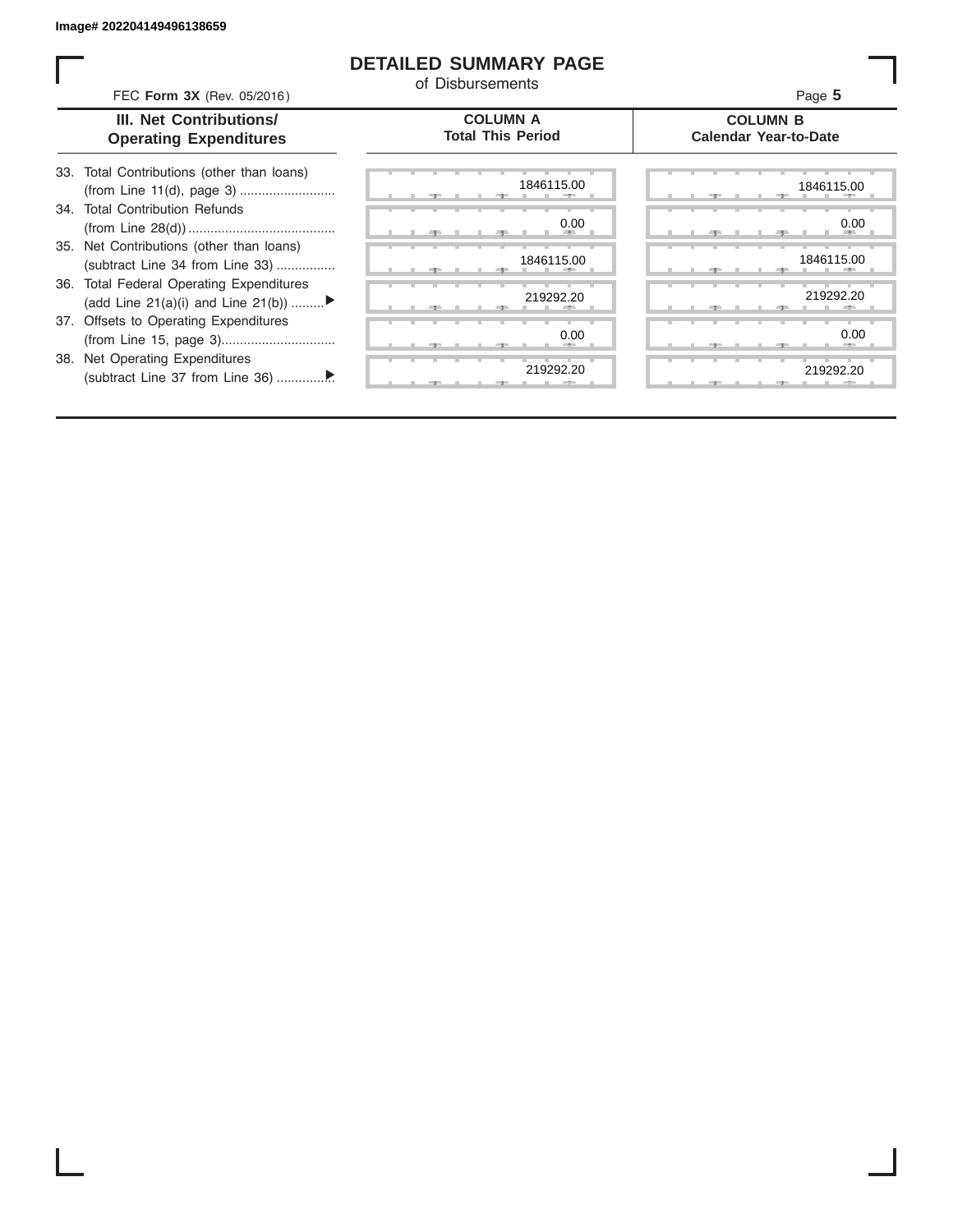Image# 202204149496138659

# DETAILED SUMMARY PAGE

of Disbursements

FEC **Form 3X** (Rev. 05/2016)

| III. Net Contributions/ Operating Expenditures | COLUMN A Total This Period | COLUMN B Calendar Year-to-Date |
|---|---|---|
| 33. Total Contributions (other than loans) (from Line 11(d), page 3) | 1846115.00 | 1846115.00 |
| 34. Total Contribution Refunds (from Line 28(d)) | 0.00 | 0.00 |
| 35. Net Contributions (other than loans) (subtract Line 34 from Line 33) | 1846115.00 | 1846115.00 |
| 36. Total Federal Operating Expenditures (add Line 21(a)(i) and Line 21(b)) ▶ | 219292.20 | 219292.20 |
| 37. Offsets to Operating Expenditures (from Line 15, page 3) | 0.00 | 0.00 |
| 38. Net Operating Expenditures (subtract Line 37 from Line 36) ▶ | 219292.20 | 219292.20 |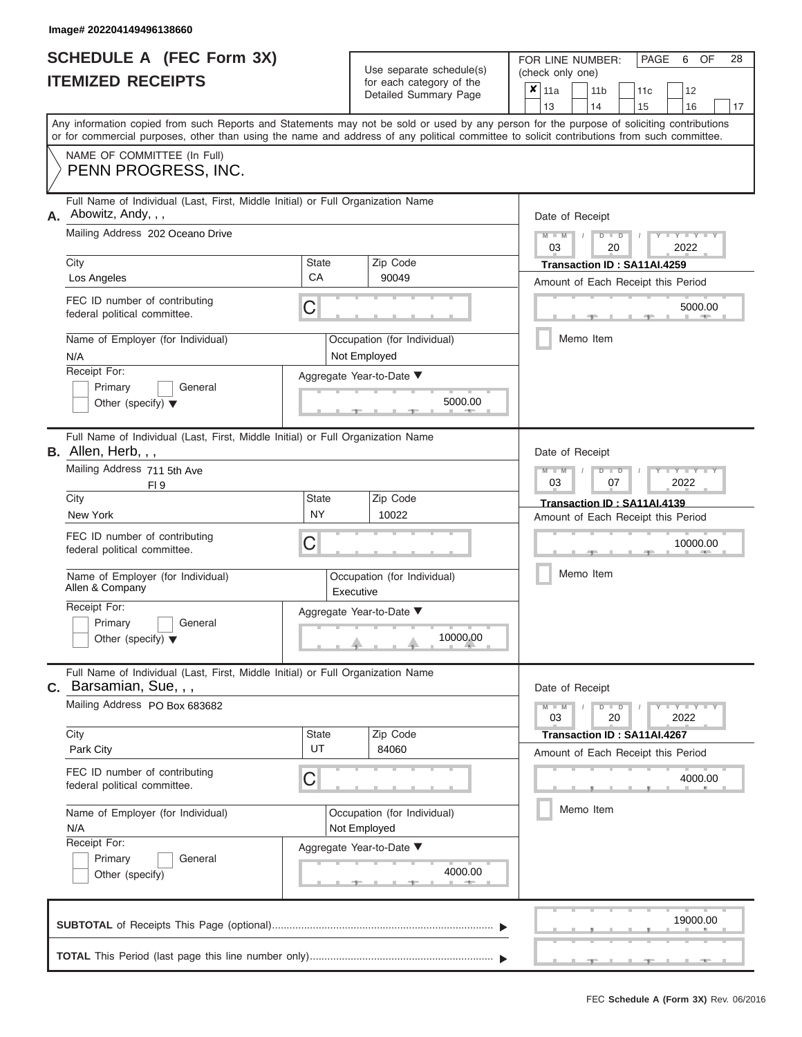Image# 202204149496138660

# SCHEDULE A (FEC Form 3X)
## ITEMIZED RECEIPTS

Use separate schedule(s) for each category of the Detailed Summary Page

FOR LINE NUMBER: (check only one)
☒ 11a ☐ 11b ☐ 11c ☐ 12 ☐ 13 ☐ 14 ☐ 15 ☐ 16 ☐ 17

PAGE 6 OF 28

Any information copied from such Reports and Statements may not be sold or used by any person for the purpose of soliciting contributions or for commercial purposes, other than using the name and address of any political committee to solicit contributions from such committee.

NAME OF COMMITTEE (In Full)
PENN PROGRESS, INC.

---

**A.** Full Name of Individual (Last, First, Middle Initial) or Full Organization Name: Abowitz, Andy, , ,

Mailing Address: 202 Oceano Drive

City: Los Angeles | State: CA | Zip Code: 90049

FEC ID number of contributing federal political committee: C

Name of Employer (for Individual): N/A

Occupation (for Individual): Not Employed

Receipt For: ☐ Primary ☐ General ☐ Other (specify)

Aggregate Year-to-Date: 5000.00

Date of Receipt: 03 / 20 / 2022

Transaction ID : SA11AI.4259

Amount of Each Receipt this Period: 5000.00

☐ Memo Item

---

**B.** Full Name of Individual (Last, First, Middle Initial) or Full Organization Name: Allen, Herb, , ,

Mailing Address: 711 5th Ave, Fl 9

City: New York | State: NY | Zip Code: 10022

FEC ID number of contributing federal political committee: C

Name of Employer (for Individual): Allen & Company

Occupation (for Individual): Executive

Receipt For: ☐ Primary ☐ General ☐ Other (specify)

Aggregate Year-to-Date: 10000.00

Date of Receipt: 03 / 07 / 2022

Transaction ID : SA11AI.4139

Amount of Each Receipt this Period: 10000.00

☐ Memo Item

---

**C.** Full Name of Individual (Last, First, Middle Initial) or Full Organization Name: Barsamian, Sue, , ,

Mailing Address: PO Box 683682

City: Park City | State: UT | Zip Code: 84060

FEC ID number of contributing federal political committee: C

Name of Employer (for Individual): N/A

Occupation (for Individual): Not Employed

Receipt For: ☐ Primary ☐ General ☐ Other (specify)

Aggregate Year-to-Date: 4000.00

Date of Receipt: 03 / 20 / 2022

Transaction ID : SA11AI.4267

Amount of Each Receipt this Period: 4000.00

☐ Memo Item

---

**SUBTOTAL** of Receipts This Page (optional): 19000.00

**TOTAL** This Period (last page this line number only):

FEC Schedule A (Form 3X) Rev. 06/2016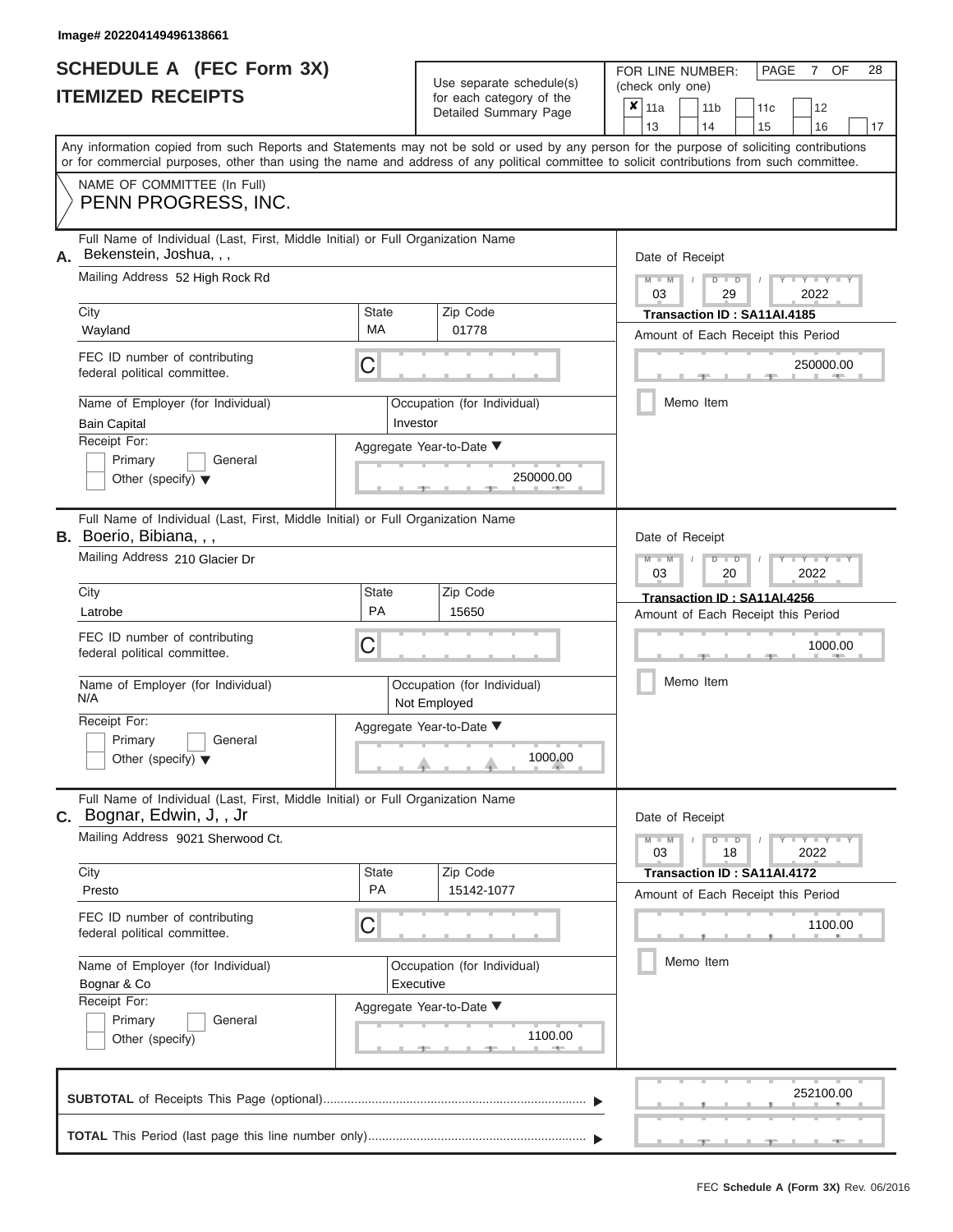Image# 202204149496138661

# SCHEDULE A (FEC Form 3X)
## ITEMIZED RECEIPTS

Use separate schedule(s) for each category of the Detailed Summary Page

FOR LINE NUMBER: (check only one)

- [x] 11a
- [ ] 11b
- [ ] 11c
- [ ] 12
- [ ] 13
- [ ] 14
- [ ] 15
- [ ] 16
- [ ] 17

PAGE 7 OF 28

Any information copied from such Reports and Statements may not be sold or used by any person for the purpose of soliciting contributions or for commercial purposes, other than using the name and address of any political committee to solicit contributions from such committee.

NAME OF COMMITTEE (In Full)
PENN PROGRESS, INC.

---

**A.** Full Name of Individual (Last, First, Middle Initial) or Full Organization Name: Bekenstein, Joshua, , ,

Mailing Address: 52 High Rock Rd

City: Wayland | State: MA | Zip Code: 01778

FEC ID number of contributing federal political committee: C

Name of Employer (for Individual): Bain Capital

Occupation (for Individual): Investor

Receipt For: Primary / General / Other (specify)

Aggregate Year-to-Date: 250000.00

Date of Receipt: 03 / 29 / 2022

Transaction ID : SA11AI.4185

Amount of Each Receipt this Period: 250000.00

Memo Item

---

**B.** Full Name of Individual (Last, First, Middle Initial) or Full Organization Name: Boerio, Bibiana, , ,

Mailing Address: 210 Glacier Dr

City: Latrobe | State: PA | Zip Code: 15650

FEC ID number of contributing federal political committee: C

Name of Employer (for Individual): N/A

Occupation (for Individual): Not Employed

Receipt For: Primary / General / Other (specify)

Aggregate Year-to-Date: 1000.00

Date of Receipt: 03 / 20 / 2022

Transaction ID : SA11AI.4256

Amount of Each Receipt this Period: 1000.00

Memo Item

---

**C.** Full Name of Individual (Last, First, Middle Initial) or Full Organization Name: Bognar, Edwin, J, , Jr

Mailing Address: 9021 Sherwood Ct.

City: Presto | State: PA | Zip Code: 15142-1077

FEC ID number of contributing federal political committee: C

Name of Employer (for Individual): Bognar & Co

Occupation (for Individual): Executive

Receipt For: Primary / General / Other (specify)

Aggregate Year-to-Date: 1100.00

Date of Receipt: 03 / 18 / 2022

Transaction ID : SA11AI.4172

Amount of Each Receipt this Period: 1100.00

Memo Item

---

**SUBTOTAL** of Receipts This Page (optional): 252100.00

**TOTAL** This Period (last page this line number only):

FEC Schedule A (Form 3X) Rev. 06/2016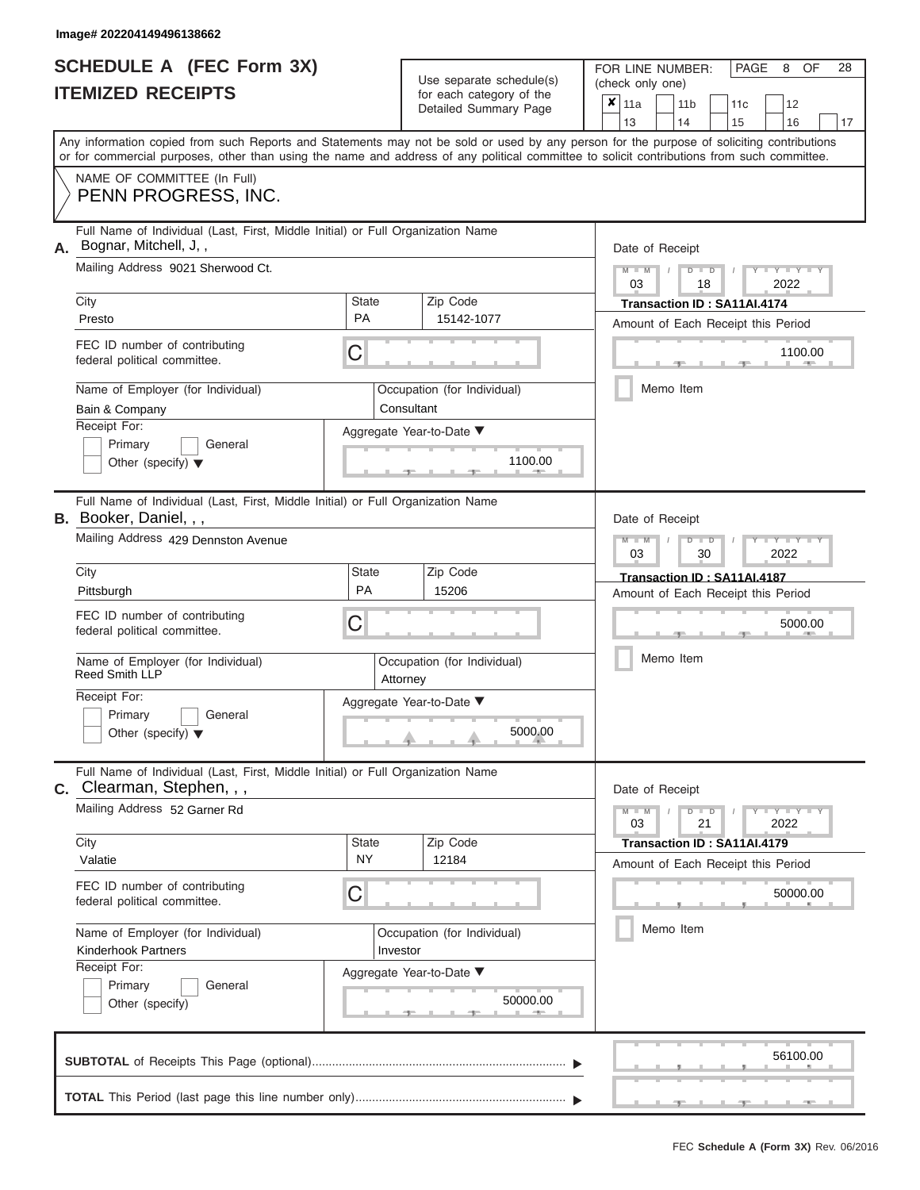Image# 202204149496138662

# SCHEDULE A (FEC Form 3X)
## ITEMIZED RECEIPTS

Use separate schedule(s) for each category of the Detailed Summary Page

FOR LINE NUMBER: (check only one)

- [x] 11a
- [ ] 11b
- [ ] 11c
- [ ] 12
- [ ] 13
- [ ] 14
- [ ] 15
- [ ] 16
- [ ] 17

PAGE 8 OF 28

Any information copied from such Reports and Statements may not be sold or used by any person for the purpose of soliciting contributions or for commercial purposes, other than using the name and address of any political committee to solicit contributions from such committee.

NAME OF COMMITTEE (In Full)
PENN PROGRESS, INC.

---

**A.** Full Name of Individual (Last, First, Middle Initial) or Full Organization Name: Bognar, Mitchell, J, ,

Mailing Address: 9021 Sherwood Ct.

| City | State | Zip Code |
|---|---|---|
| Presto | PA | 15142-1077 |

FEC ID number of contributing federal political committee: C

Name of Employer (for Individual): Bain & Company

Occupation (for Individual): Consultant

Receipt For: Primary / General / Other (specify)

Aggregate Year-to-Date: 1100.00

Date of Receipt: 03 / 18 / 2022

Transaction ID : SA11AI.4174

Amount of Each Receipt this Period: 1100.00

Memo Item

---

**B.** Full Name of Individual (Last, First, Middle Initial) or Full Organization Name: Booker, Daniel, , ,

Mailing Address: 429 Dennston Avenue

| City | State | Zip Code |
|---|---|---|
| Pittsburgh | PA | 15206 |

FEC ID number of contributing federal political committee: C

Name of Employer (for Individual): Reed Smith LLP

Occupation (for Individual): Attorney

Receipt For: Primary / General / Other (specify)

Aggregate Year-to-Date: 5000.00

Date of Receipt: 03 / 30 / 2022

Transaction ID : SA11AI.4187

Amount of Each Receipt this Period: 5000.00

Memo Item

---

**C.** Full Name of Individual (Last, First, Middle Initial) or Full Organization Name: Clearman, Stephen, , ,

Mailing Address: 52 Garner Rd

| City | State | Zip Code |
|---|---|---|
| Valatie | NY | 12184 |

FEC ID number of contributing federal political committee: C

Name of Employer (for Individual): Kinderhook Partners

Occupation (for Individual): Investor

Receipt For: Primary / General / Other (specify)

Aggregate Year-to-Date: 50000.00

Date of Receipt: 03 / 21 / 2022

Transaction ID : SA11AI.4179

Amount of Each Receipt this Period: 50000.00

Memo Item

---

**SUBTOTAL** of Receipts This Page (optional): 56100.00

**TOTAL** This Period (last page this line number only):

FEC Schedule A (Form 3X) Rev. 06/2016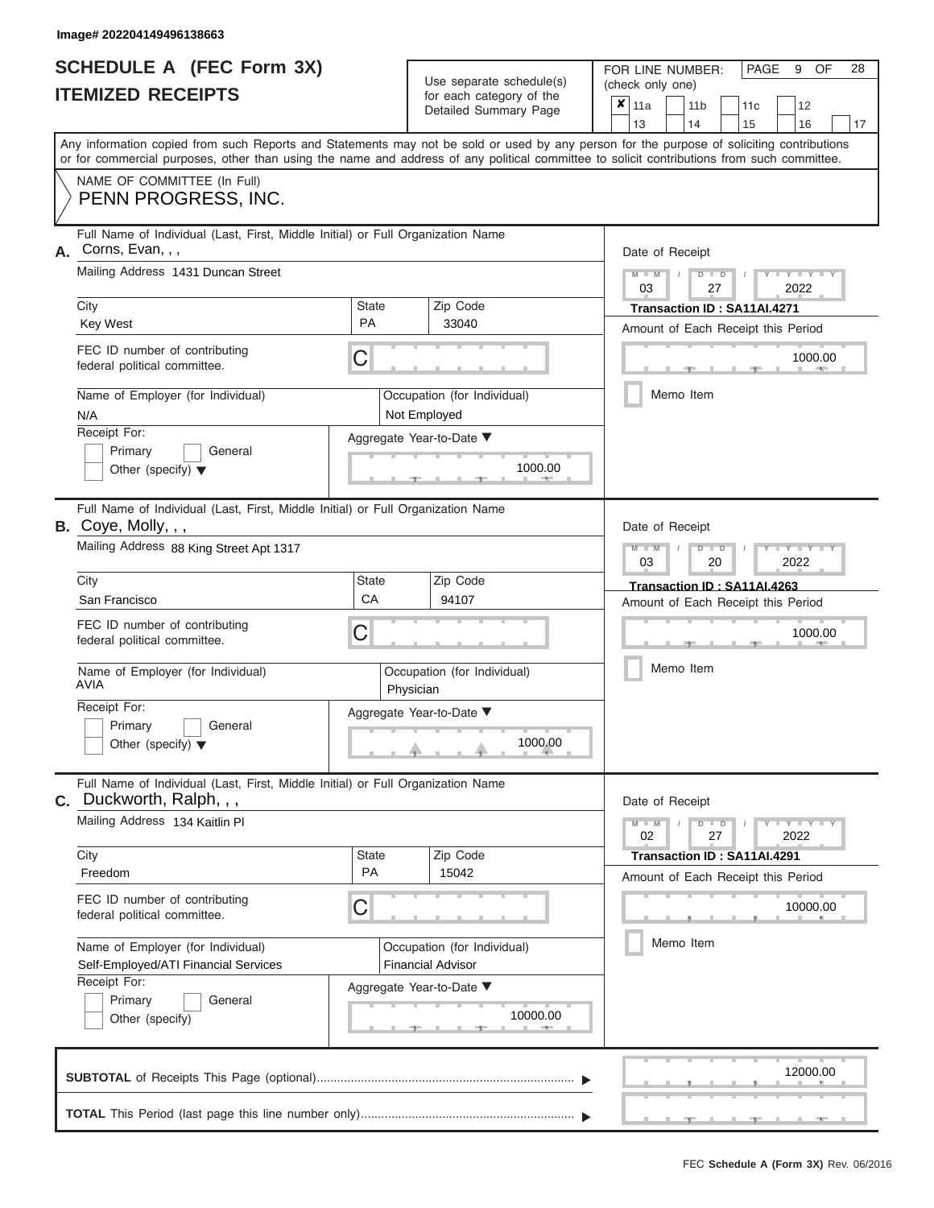Image# 202204149496138663

# SCHEDULE A (FEC Form 3X)
# ITEMIZED RECEIPTS

Use separate schedule(s) for each category of the Detailed Summary Page

FOR LINE NUMBER: (check only one)

| | | | | |
|---|---|---|---|---|
| ✘ 11a | 11b | 11c | 12 | |
| 13 | 14 | 15 | 16 | 17 |

PAGE 9 OF 28

Any information copied from such Reports and Statements may not be sold or used by any person for the purpose of soliciting contributions or for commercial purposes, other than using the name and address of any political committee to solicit contributions from such committee.

NAME OF COMMITTEE (In Full)
PENN PROGRESS, INC.

---

**A.** Full Name of Individual (Last, First, Middle Initial) or Full Organization Name: Corns, Evan, , ,

Mailing Address: 1431 Duncan Street

City: Key West | State: PA | Zip Code: 33040

FEC ID number of contributing federal political committee: C

Name of Employer (for Individual): N/A

Occupation (for Individual): Not Employed

Receipt For: Primary / General / Other (specify)

Aggregate Year-to-Date: 1000.00

Date of Receipt: 03 / 27 / 2022

Transaction ID : SA11AI.4271

Amount of Each Receipt this Period: 1000.00

Memo Item

---

**B.** Full Name of Individual (Last, First, Middle Initial) or Full Organization Name: Coye, Molly, , ,

Mailing Address: 88 King Street Apt 1317

City: San Francisco | State: CA | Zip Code: 94107

FEC ID number of contributing federal political committee: C

Name of Employer (for Individual): AVIA

Occupation (for Individual): Physician

Receipt For: Primary / General / Other (specify)

Aggregate Year-to-Date: 1000.00

Date of Receipt: 03 / 20 / 2022

Transaction ID : SA11AI.4263

Amount of Each Receipt this Period: 1000.00

Memo Item

---

**C.** Full Name of Individual (Last, First, Middle Initial) or Full Organization Name: Duckworth, Ralph, , ,

Mailing Address: 134 Kaitlin Pl

City: Freedom | State: PA | Zip Code: 15042

FEC ID number of contributing federal political committee: C

Name of Employer (for Individual): Self-Employed/ATI Financial Services

Occupation (for Individual): Financial Advisor

Receipt For: Primary / General / Other (specify)

Aggregate Year-to-Date: 10000.00

Date of Receipt: 02 / 27 / 2022

Transaction ID : SA11AI.4291

Amount of Each Receipt this Period: 10000.00

Memo Item

---

**SUBTOTAL** of Receipts This Page (optional): 12000.00

**TOTAL** This Period (last page this line number only):

FEC Schedule A (Form 3X) Rev. 06/2016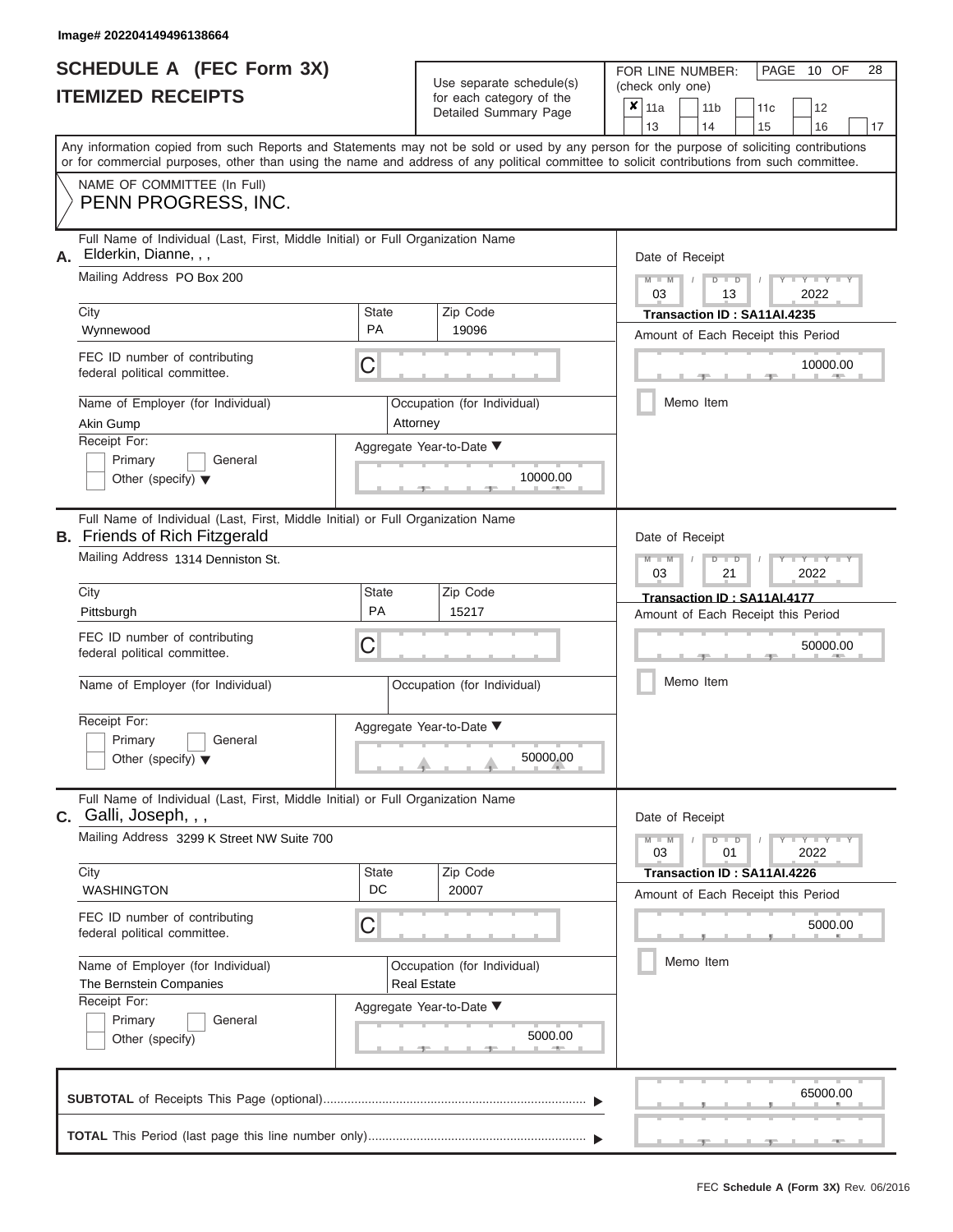Image# 202204149496138664

# SCHEDULE A (FEC Form 3X)
## ITEMIZED RECEIPTS

Use separate schedule(s) for each category of the Detailed Summary Page

FOR LINE NUMBER: (check only one)

- [x] 11a
- [ ] 11b
- [ ] 11c
- [ ] 12
- [ ] 13
- [ ] 14
- [ ] 15
- [ ] 16
- [ ] 17

PAGE 10 OF 28

Any information copied from such Reports and Statements may not be sold or used by any person for the purpose of soliciting contributions or for commercial purposes, other than using the name and address of any political committee to solicit contributions from such committee.

NAME OF COMMITTEE (In Full)
PENN PROGRESS, INC.

---

**A.** Full Name of Individual (Last, First, Middle Initial) or Full Organization Name: Elderkin, Dianne, , ,

Mailing Address: PO Box 200

City: Wynnewood | State: PA | Zip Code: 19096

FEC ID number of contributing federal political committee: C

Name of Employer (for Individual): Akin Gump

Occupation (for Individual): Attorney

Receipt For: Primary / General / Other (specify)

Aggregate Year-to-Date: 10000.00

Date of Receipt: 03 / 13 / 2022

Transaction ID : SA11AI.4235

Amount of Each Receipt this Period: 10000.00

Memo Item

---

**B.** Full Name of Individual (Last, First, Middle Initial) or Full Organization Name: Friends of Rich Fitzgerald

Mailing Address: 1314 Denniston St.

City: Pittsburgh | State: PA | Zip Code: 15217

FEC ID number of contributing federal political committee: C

Name of Employer (for Individual):

Occupation (for Individual):

Receipt For: Primary / General / Other (specify)

Aggregate Year-to-Date: 50000.00

Date of Receipt: 03 / 21 / 2022

Transaction ID : SA11AI.4177

Amount of Each Receipt this Period: 50000.00

Memo Item

---

**C.** Full Name of Individual (Last, First, Middle Initial) or Full Organization Name: Galli, Joseph, , ,

Mailing Address: 3299 K Street NW Suite 700

City: WASHINGTON | State: DC | Zip Code: 20007

FEC ID number of contributing federal political committee: C

Name of Employer (for Individual): The Bernstein Companies

Occupation (for Individual): Real Estate

Receipt For: Primary / General / Other (specify)

Aggregate Year-to-Date: 5000.00

Date of Receipt: 03 / 01 / 2022

Transaction ID : SA11AI.4226

Amount of Each Receipt this Period: 5000.00

Memo Item

---

**SUBTOTAL** of Receipts This Page (optional): 65000.00

**TOTAL** This Period (last page this line number only):

FEC **Schedule A (Form 3X)** Rev. 06/2016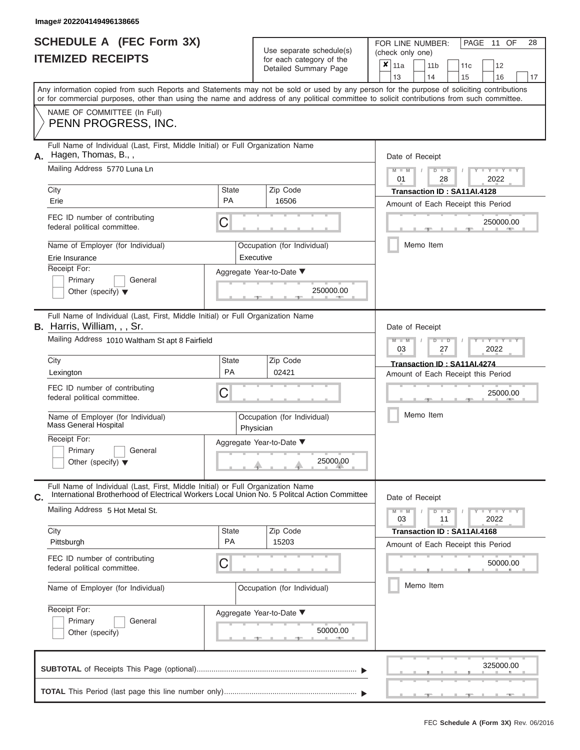Image# 202204149496138665

# SCHEDULE A (FEC Form 3X)
## ITEMIZED RECEIPTS

Use separate schedule(s) for each category of the Detailed Summary Page

FOR LINE NUMBER: (check only one)

- [x] 11a
- [ ] 11b
- [ ] 11c
- [ ] 12
- [ ] 13
- [ ] 14
- [ ] 15
- [ ] 16
- [ ] 17

PAGE 11 OF 28

Any information copied from such Reports and Statements may not be sold or used by any person for the purpose of soliciting contributions or for commercial purposes, other than using the name and address of any political committee to solicit contributions from such committee.

NAME OF COMMITTEE (In Full)
PENN PROGRESS, INC.

---

**A.** Full Name of Individual (Last, First, Middle Initial) or Full Organization Name: Hagen, Thomas, B., ,

Mailing Address: 5770 Luna Ln

City: Erie | State: PA | Zip Code: 16506

FEC ID number of contributing federal political committee: C

Name of Employer (for Individual): Erie Insurance

Occupation (for Individual): Executive

Receipt For: Primary [ ] General [ ] Other (specify) [ ]

Aggregate Year-to-Date: 250000.00

Date of Receipt: 01/28/2022

Transaction ID : SA11AI.4128

Amount of Each Receipt this Period: 250000.00

Memo Item [ ]

---

**B.** Full Name of Individual (Last, First, Middle Initial) or Full Organization Name: Harris, William, , , Sr.

Mailing Address: 1010 Waltham St apt 8 Fairfield

City: Lexington | State: PA | Zip Code: 02421

FEC ID number of contributing federal political committee: C

Name of Employer (for Individual): Mass General Hospital

Occupation (for Individual): Physician

Receipt For: Primary [ ] General [ ] Other (specify) [ ]

Aggregate Year-to-Date: 25000.00

Date of Receipt: 03/27/2022

Transaction ID : SA11AI.4274

Amount of Each Receipt this Period: 25000.00

Memo Item [ ]

---

**C.** Full Name of Individual (Last, First, Middle Initial) or Full Organization Name: International Brotherhood of Electrical Workers Local Union No. 5 Politcal Action Committee

Mailing Address: 5 Hot Metal St.

City: Pittsburgh | State: PA | Zip Code: 15203

FEC ID number of contributing federal political committee: C

Name of Employer (for Individual):

Occupation (for Individual):

Receipt For: Primary [ ] General [ ] Other (specify) [ ]

Aggregate Year-to-Date: 50000.00

Date of Receipt: 03/11/2022

Transaction ID : SA11AI.4168

Amount of Each Receipt this Period: 50000.00

Memo Item [ ]

---

**SUBTOTAL** of Receipts This Page (optional): 325000.00

**TOTAL** This Period (last page this line number only):

FEC Schedule A (Form 3X) Rev. 06/2016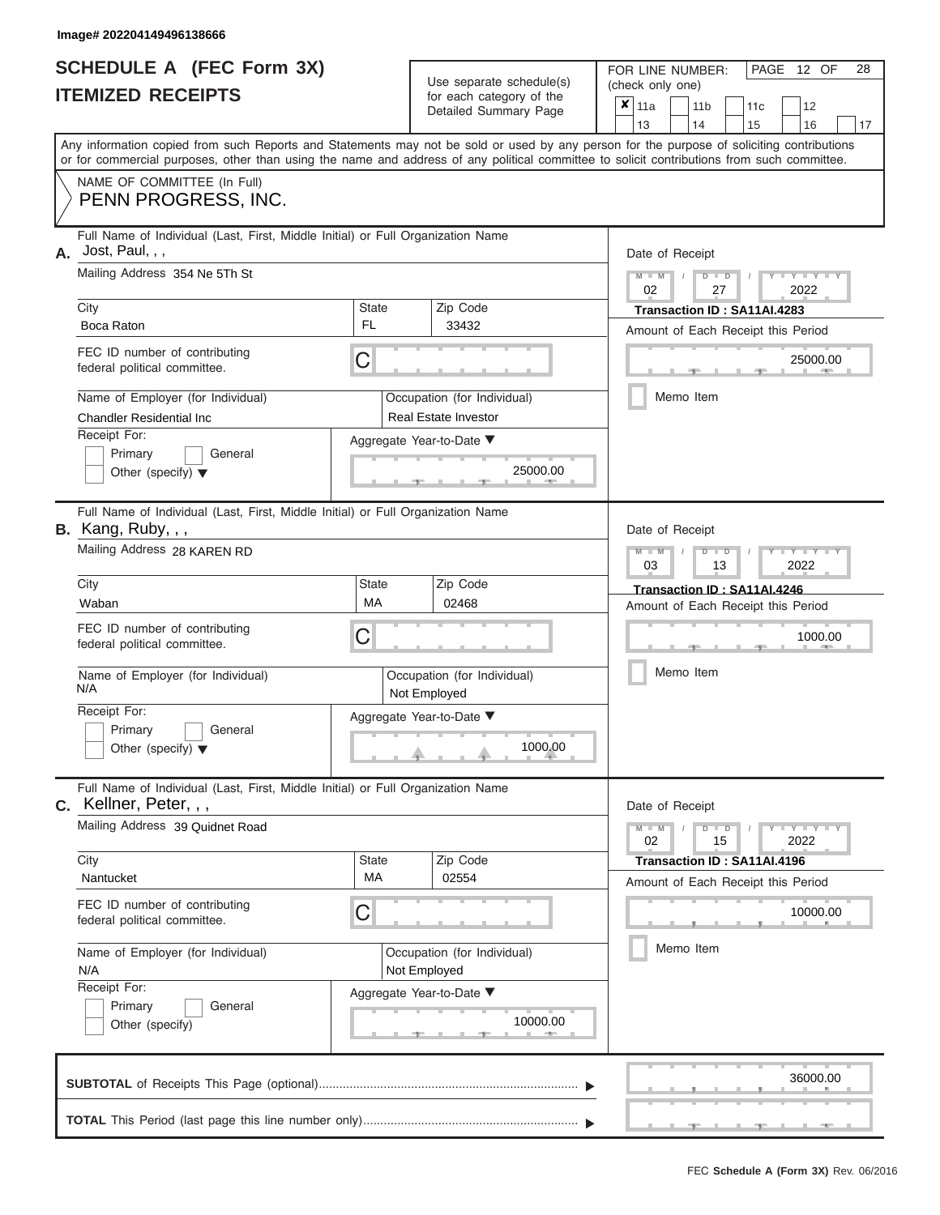Image# 202204149496138666

# SCHEDULE A (FEC Form 3X)
## ITEMIZED RECEIPTS

Use separate schedule(s) for each category of the Detailed Summary Page

FOR LINE NUMBER: (check only one)

- [x] 11a
- [ ] 11b
- [ ] 11c
- [ ] 12
- [ ] 13
- [ ] 14
- [ ] 15
- [ ] 16
- [ ] 17

PAGE 12 OF 28

Any information copied from such Reports and Statements may not be sold or used by any person for the purpose of soliciting contributions or for commercial purposes, other than using the name and address of any political committee to solicit contributions from such committee.

NAME OF COMMITTEE (In Full)
PENN PROGRESS, INC.

---

**A.** Full Name of Individual (Last, First, Middle Initial) or Full Organization Name: Jost, Paul, , ,

Mailing Address: 354 Ne 5Th St

| City | State | Zip Code |
|---|---|---|
| Boca Raton | FL | 33432 |

FEC ID number of contributing federal political committee: C

Name of Employer (for Individual): Chandler Residential Inc

Occupation (for Individual): Real Estate Investor

Receipt For: Primary / General / Other (specify)

Aggregate Year-to-Date: 25000.00

Date of Receipt: 02 / 27 / 2022

Transaction ID : SA11AI.4283

Amount of Each Receipt this Period: 25000.00

Memo Item

---

**B.** Full Name of Individual (Last, First, Middle Initial) or Full Organization Name: Kang, Ruby, , ,

Mailing Address: 28 KAREN RD

| City | State | Zip Code |
|---|---|---|
| Waban | MA | 02468 |

FEC ID number of contributing federal political committee: C

Name of Employer (for Individual): N/A

Occupation (for Individual): Not Employed

Receipt For: Primary / General / Other (specify)

Aggregate Year-to-Date: 1000.00

Date of Receipt: 03 / 13 / 2022

Transaction ID : SA11AI.4246

Amount of Each Receipt this Period: 1000.00

Memo Item

---

**C.** Full Name of Individual (Last, First, Middle Initial) or Full Organization Name: Kellner, Peter, , ,

Mailing Address: 39 Quidnet Road

| City | State | Zip Code |
|---|---|---|
| Nantucket | MA | 02554 |

FEC ID number of contributing federal political committee: C

Name of Employer (for Individual): N/A

Occupation (for Individual): Not Employed

Receipt For: Primary / General / Other (specify)

Aggregate Year-to-Date: 10000.00

Date of Receipt: 02 / 15 / 2022

Transaction ID : SA11AI.4196

Amount of Each Receipt this Period: 10000.00

Memo Item

---

**SUBTOTAL** of Receipts This Page (optional): 36000.00

**TOTAL** This Period (last page this line number only):

FEC **Schedule A (Form 3X)** Rev. 06/2016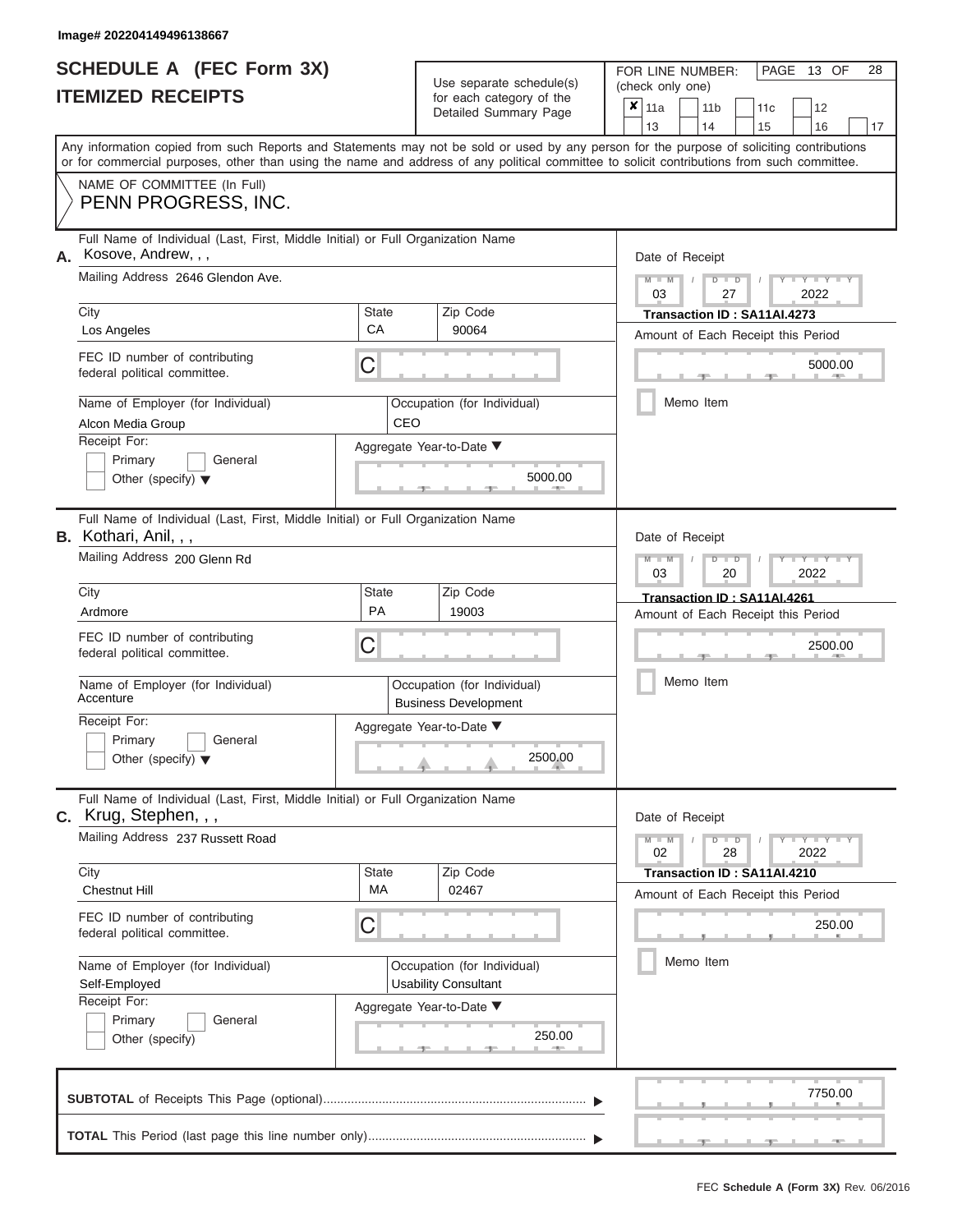Image# 202204149496138667

# SCHEDULE A (FEC Form 3X)
## ITEMIZED RECEIPTS

Use separate schedule(s) for each category of the Detailed Summary Page

FOR LINE NUMBER: (check only one)

| | | | | |
|---|---|---|---|---|
| ✘ 11a | 11b | 11c | 12 | |
| 13 | 14 | 15 | 16 | 17 |

Any information copied from such Reports and Statements may not be sold or used by any person for the purpose of soliciting contributions or for commercial purposes, other than using the name and address of any political committee to solicit contributions from such committee.

NAME OF COMMITTEE (In Full)
PENN PROGRESS, INC.

---

**A.** Full Name of Individual (Last, First, Middle Initial) or Full Organization Name: Kosove, Andrew, , ,

Mailing Address: 2646 Glendon Ave.

City: Los Angeles | State: CA | Zip Code: 90064

FEC ID number of contributing federal political committee: C

Name of Employer (for Individual): Alcon Media Group

Occupation (for Individual): CEO

Receipt For: Primary / General / Other (specify)

Aggregate Year-to-Date: 5000.00

Date of Receipt: 03 / 27 / 2022

Transaction ID : SA11AI.4273

Amount of Each Receipt this Period: 5000.00

Memo Item

---

**B.** Full Name of Individual (Last, First, Middle Initial) or Full Organization Name: Kothari, Anil, , ,

Mailing Address: 200 Glenn Rd

City: Ardmore | State: PA | Zip Code: 19003

FEC ID number of contributing federal political committee: C

Name of Employer (for Individual): Accenture

Occupation (for Individual): Business Development

Receipt For: Primary / General / Other (specify)

Aggregate Year-to-Date: 2500.00

Date of Receipt: 03 / 20 / 2022

Transaction ID : SA11AI.4261

Amount of Each Receipt this Period: 2500.00

Memo Item

---

**C.** Full Name of Individual (Last, First, Middle Initial) or Full Organization Name: Krug, Stephen, , ,

Mailing Address: 237 Russett Road

City: Chestnut Hill | State: MA | Zip Code: 02467

FEC ID number of contributing federal political committee: C

Name of Employer (for Individual): Self-Employed

Occupation (for Individual): Usability Consultant

Receipt For: Primary / General / Other (specify)

Aggregate Year-to-Date: 250.00

Date of Receipt: 02 / 28 / 2022

Transaction ID : SA11AI.4210

Amount of Each Receipt this Period: 250.00

Memo Item

---

**SUBTOTAL** of Receipts This Page (optional): 7750.00

**TOTAL** This Period (last page this line number only):

FEC Schedule A (Form 3X) Rev. 06/2016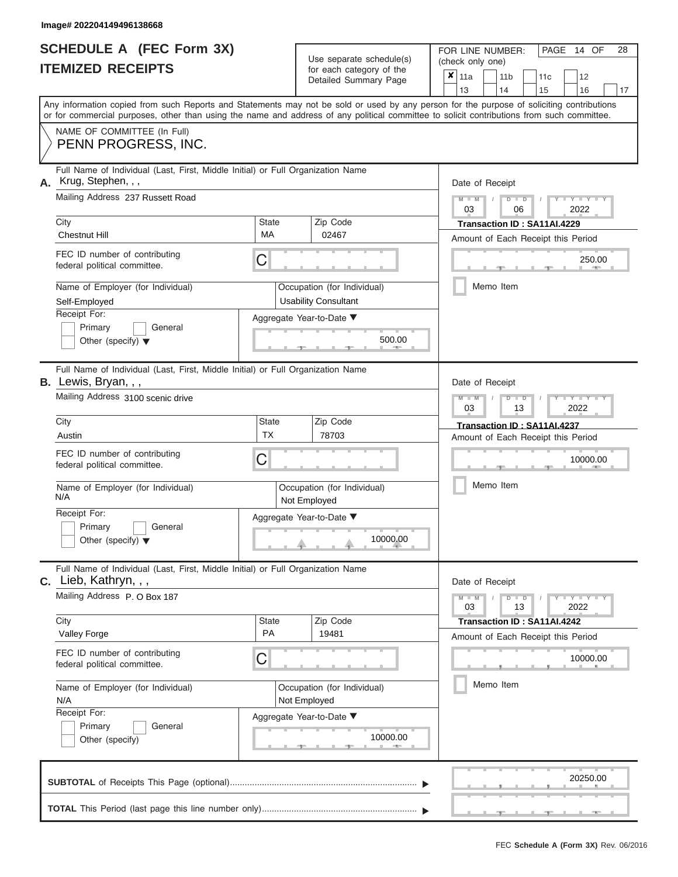Image# 202204149496138668

# SCHEDULE A (FEC Form 3X)
## ITEMIZED RECEIPTS

Use separate schedule(s) for each category of the Detailed Summary Page

FOR LINE NUMBER: (check only one)

| | | | | |
|---|---|---|---|---|
| ✘ 11a | 11b | 11c | 12 | |
| 13 | 14 | 15 | 16 | 17 |

PAGE 14 OF 28

Any information copied from such Reports and Statements may not be sold or used by any person for the purpose of soliciting contributions or for commercial purposes, other than using the name and address of any political committee to solicit contributions from such committee.

NAME OF COMMITTEE (In Full)
PENN PROGRESS, INC.

---

**A.** Full Name of Individual (Last, First, Middle Initial) or Full Organization Name: Krug, Stephen, , ,

Mailing Address: 237 Russett Road

City: Chestnut Hill | State: MA | Zip Code: 02467

FEC ID number of contributing federal political committee: C

Name of Employer (for Individual): Self-Employed

Occupation (for Individual): Usability Consultant

Receipt For: Primary / General / Other (specify)

Aggregate Year-to-Date: 500.00

Date of Receipt: 03 06 2022

Transaction ID : SA11AI.4229

Amount of Each Receipt this Period: 250.00

Memo Item

---

**B.** Full Name of Individual (Last, First, Middle Initial) or Full Organization Name: Lewis, Bryan, , ,

Mailing Address: 3100 scenic drive

City: Austin | State: TX | Zip Code: 78703

FEC ID number of contributing federal political committee: C

Name of Employer (for Individual): N/A

Occupation (for Individual): Not Employed

Receipt For: Primary / General / Other (specify)

Aggregate Year-to-Date: 10000.00

Date of Receipt: 03 13 2022

Transaction ID : SA11AI.4237

Amount of Each Receipt this Period: 10000.00

Memo Item

---

**C.** Full Name of Individual (Last, First, Middle Initial) or Full Organization Name: Lieb, Kathryn, , ,

Mailing Address: P. O Box 187

City: Valley Forge | State: PA | Zip Code: 19481

FEC ID number of contributing federal political committee: C

Name of Employer (for Individual): N/A

Occupation (for Individual): Not Employed

Receipt For: Primary / General / Other (specify)

Aggregate Year-to-Date: 10000.00

Date of Receipt: 03 13 2022

Transaction ID : SA11AI.4242

Amount of Each Receipt this Period: 10000.00

Memo Item

---

**SUBTOTAL** of Receipts This Page (optional): 20250.00

**TOTAL** This Period (last page this line number only):

FEC Schedule A (Form 3X) Rev. 06/2016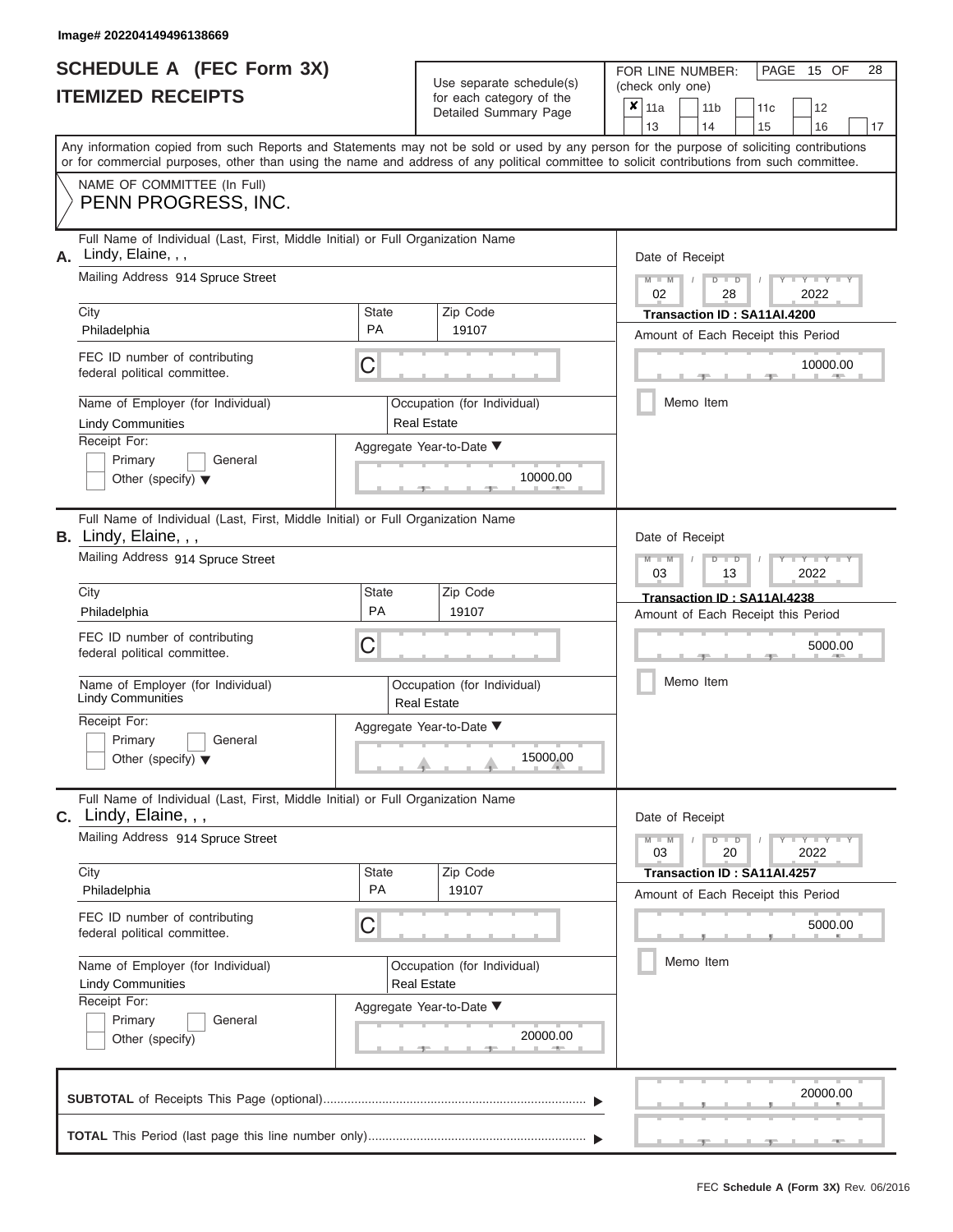Image# 202204149496138669

# SCHEDULE A (FEC Form 3X)
# ITEMIZED RECEIPTS

Use separate schedule(s) for each category of the Detailed Summary Page

FOR LINE NUMBER: (check only one)

| ✘ 11a | 11b | 11c | 12 |
|---|---|---|---|
| 13 | 14 | 15 | 16 | 17 |

PAGE 15 OF 28

Any information copied from such Reports and Statements may not be sold or used by any person for the purpose of soliciting contributions or for commercial purposes, other than using the name and address of any political committee to solicit contributions from such committee.

NAME OF COMMITTEE (In Full)
PENN PROGRESS, INC.

---

**A.** Full Name of Individual (Last, First, Middle Initial) or Full Organization Name
Lindy, Elaine, , ,

Mailing Address 914 Spruce Street

City: Philadelphia | State: PA | Zip Code: 19107

FEC ID number of contributing federal political committee. C

Name of Employer (for Individual): Lindy Communities
Occupation (for Individual): Real Estate

Receipt For: Primary / General / Other (specify)

Aggregate Year-to-Date: 10000.00

Date of Receipt: 02 / 28 / 2022
Transaction ID : SA11AI.4200
Amount of Each Receipt this Period: 10000.00
Memo Item

---

**B.** Full Name of Individual (Last, First, Middle Initial) or Full Organization Name
Lindy, Elaine, , ,

Mailing Address 914 Spruce Street

City: Philadelphia | State: PA | Zip Code: 19107

FEC ID number of contributing federal political committee. C

Name of Employer (for Individual): Lindy Communities
Occupation (for Individual): Real Estate

Receipt For: Primary / General / Other (specify)

Aggregate Year-to-Date: 15000.00

Date of Receipt: 03 / 13 / 2022
Transaction ID : SA11AI.4238
Amount of Each Receipt this Period: 5000.00
Memo Item

---

**C.** Full Name of Individual (Last, First, Middle Initial) or Full Organization Name
Lindy, Elaine, , ,

Mailing Address 914 Spruce Street

City: Philadelphia | State: PA | Zip Code: 19107

FEC ID number of contributing federal political committee. C

Name of Employer (for Individual): Lindy Communities
Occupation (for Individual): Real Estate

Receipt For: Primary / General / Other (specify)

Aggregate Year-to-Date: 20000.00

Date of Receipt: 03 / 20 / 2022
Transaction ID : SA11AI.4257
Amount of Each Receipt this Period: 5000.00
Memo Item

---

**SUBTOTAL** of Receipts This Page (optional): 20000.00

**TOTAL** This Period (last page this line number only):

FEC Schedule A (Form 3X) Rev. 06/2016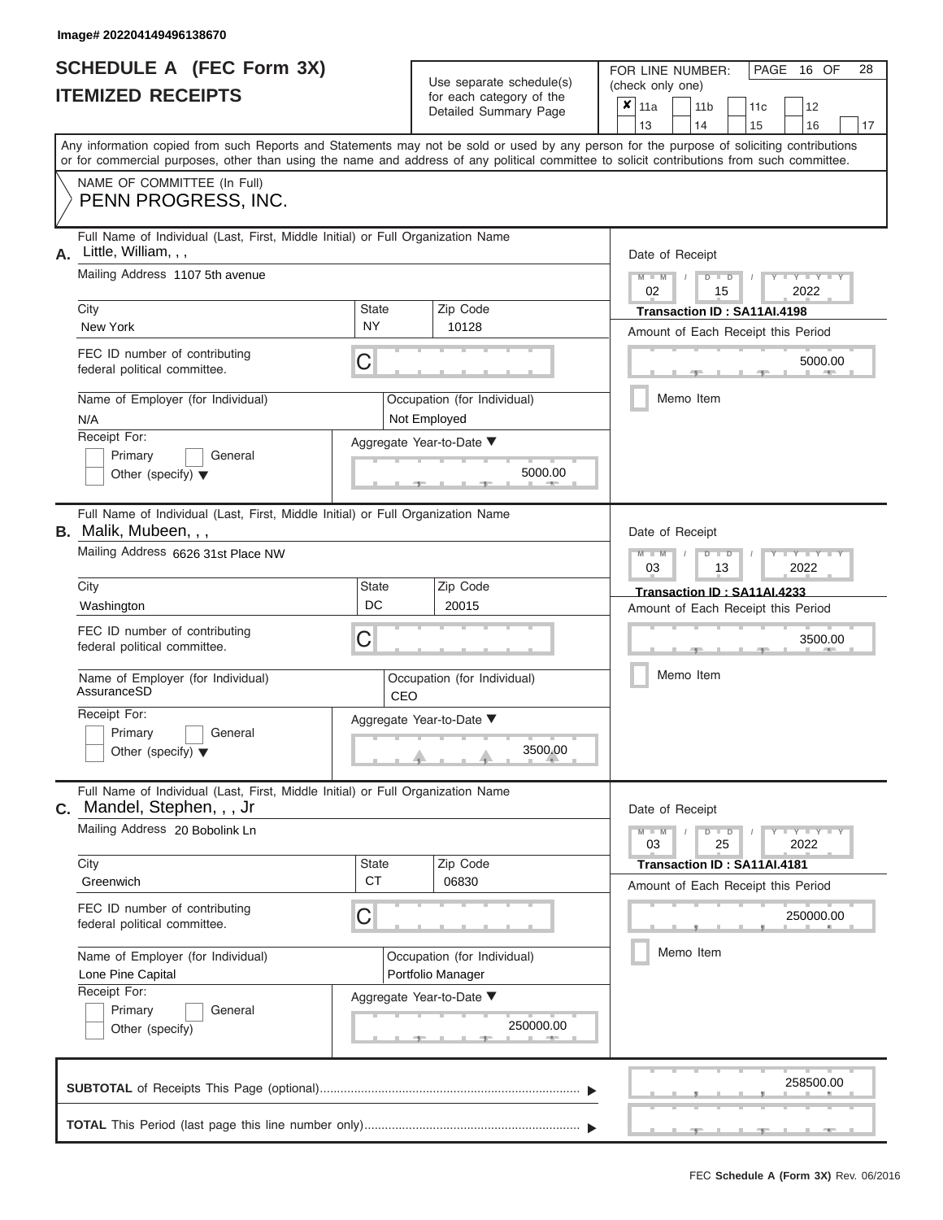Image# 202204149496138670

# SCHEDULE A (FEC Form 3X)
# ITEMIZED RECEIPTS

Use separate schedule(s) for each category of the Detailed Summary Page

FOR LINE NUMBER: (check only one)

- [x] 11a
- [ ] 11b
- [ ] 11c
- [ ] 12
- [ ] 13
- [ ] 14
- [ ] 15
- [ ] 16
- [ ] 17

PAGE 16 OF 28

Any information copied from such Reports and Statements may not be sold or used by any person for the purpose of soliciting contributions or for commercial purposes, other than using the name and address of any political committee to solicit contributions from such committee.

NAME OF COMMITTEE (In Full)
PENN PROGRESS, INC.

---

**A.** Full Name of Individual (Last, First, Middle Initial) or Full Organization Name: Little, William, , ,

Mailing Address: 1107 5th avenue

City: New York | State: NY | Zip Code: 10128

FEC ID number of contributing federal political committee: C

Name of Employer (for Individual): N/A

Occupation (for Individual): Not Employed

Receipt For: Primary / General / Other (specify)

Aggregate Year-to-Date: 5000.00

Date of Receipt: 02 / 15 / 2022

Transaction ID : SA11AI.4198

Amount of Each Receipt this Period: 5000.00

Memo Item

---

**B.** Full Name of Individual (Last, First, Middle Initial) or Full Organization Name: Malik, Mubeen, , ,

Mailing Address: 6626 31st Place NW

City: Washington | State: DC | Zip Code: 20015

FEC ID number of contributing federal political committee: C

Name of Employer (for Individual): AssuranceSD

Occupation (for Individual): CEO

Receipt For: Primary / General / Other (specify)

Aggregate Year-to-Date: 3500.00

Date of Receipt: 03 / 13 / 2022

Transaction ID : SA11AI.4233

Amount of Each Receipt this Period: 3500.00

Memo Item

---

**C.** Full Name of Individual (Last, First, Middle Initial) or Full Organization Name: Mandel, Stephen, , , Jr

Mailing Address: 20 Bobolink Ln

City: Greenwich | State: CT | Zip Code: 06830

FEC ID number of contributing federal political committee: C

Name of Employer (for Individual): Lone Pine Capital

Occupation (for Individual): Portfolio Manager

Receipt For: Primary / General / Other (specify)

Aggregate Year-to-Date: 250000.00

Date of Receipt: 03 / 25 / 2022

Transaction ID : SA11AI.4181

Amount of Each Receipt this Period: 250000.00

Memo Item

---

**SUBTOTAL** of Receipts This Page (optional): 258500.00

**TOTAL** This Period (last page this line number only):

FEC Schedule A (Form 3X) Rev. 06/2016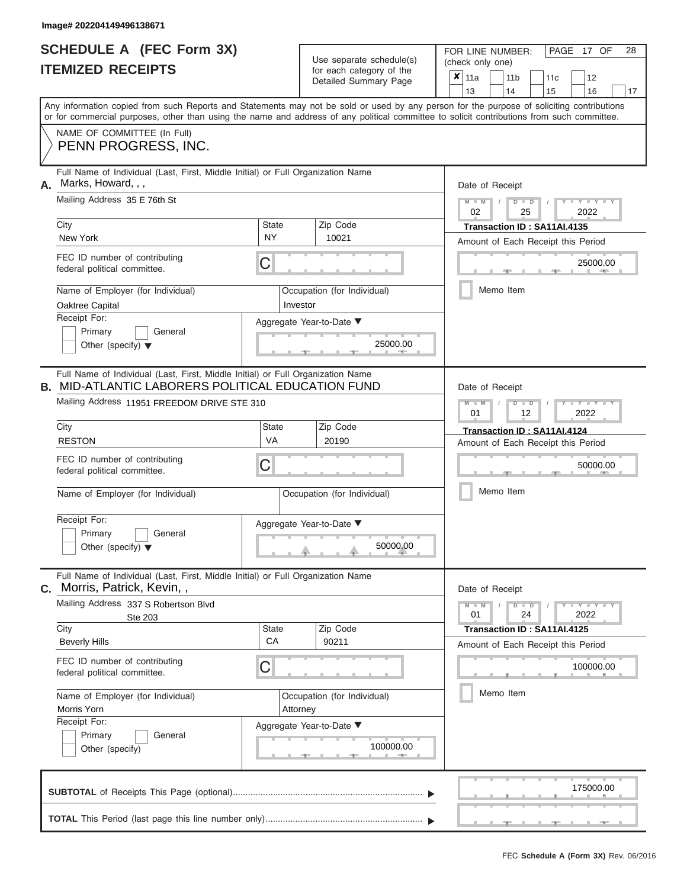Image# 202204149496138671

# SCHEDULE A (FEC Form 3X)
# ITEMIZED RECEIPTS

Use separate schedule(s) for each category of the Detailed Summary Page

FOR LINE NUMBER: (check only one)

- [x] 11a
- [ ] 11b
- [ ] 11c
- [ ] 12
- [ ] 13
- [ ] 14
- [ ] 15
- [ ] 16
- [ ] 17

PAGE 17 OF 28

Any information copied from such Reports and Statements may not be sold or used by any person for the purpose of soliciting contributions or for commercial purposes, other than using the name and address of any political committee to solicit contributions from such committee.

NAME OF COMMITTEE (In Full)
PENN PROGRESS, INC.

---

**A.** Full Name of Individual (Last, First, Middle Initial) or Full Organization Name: Marks, Howard, , ,

Mailing Address: 35 E 76th St

City: New York | State: NY | Zip Code: 10021

FEC ID number of contributing federal political committee: C

Name of Employer (for Individual): Oaktree Capital

Occupation (for Individual): Investor

Receipt For: Primary / General / Other (specify)

Aggregate Year-to-Date: 25000.00

Date of Receipt: 02 / 25 / 2022

Transaction ID : SA11AI.4135

Amount of Each Receipt this Period: 25000.00

Memo Item

---

**B.** Full Name of Individual (Last, First, Middle Initial) or Full Organization Name: MID-ATLANTIC LABORERS POLITICAL EDUCATION FUND

Mailing Address: 11951 FREEDOM DRIVE STE 310

City: RESTON | State: VA | Zip Code: 20190

FEC ID number of contributing federal political committee: C

Name of Employer (for Individual):

Occupation (for Individual):

Receipt For: Primary / General / Other (specify)

Aggregate Year-to-Date: 50000.00

Date of Receipt: 01 / 12 / 2022

Transaction ID : SA11AI.4124

Amount of Each Receipt this Period: 50000.00

Memo Item

---

**C.** Full Name of Individual (Last, First, Middle Initial) or Full Organization Name: Morris, Patrick, Kevin, ,

Mailing Address: 337 S Robertson Blvd, Ste 203

City: Beverly Hills | State: CA | Zip Code: 90211

FEC ID number of contributing federal political committee: C

Name of Employer (for Individual): Morris Yorn

Occupation (for Individual): Attorney

Receipt For: Primary / General / Other (specify)

Aggregate Year-to-Date: 100000.00

Date of Receipt: 01 / 24 / 2022

Transaction ID : SA11AI.4125

Amount of Each Receipt this Period: 100000.00

Memo Item

---

**SUBTOTAL** of Receipts This Page (optional): 175000.00

**TOTAL** This Period (last page this line number only):

FEC **Schedule A (Form 3X)** Rev. 06/2016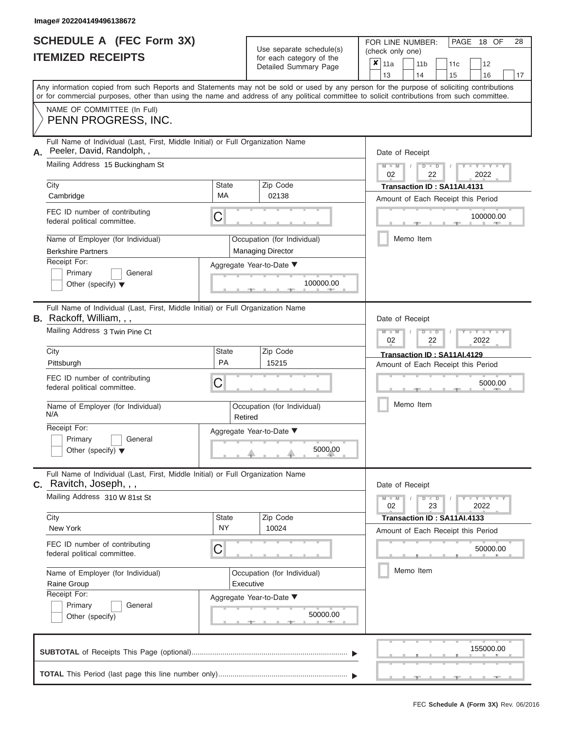Image# 202204149496138672

# SCHEDULE A (FEC Form 3X)
# ITEMIZED RECEIPTS

Use separate schedule(s) for each category of the Detailed Summary Page

FOR LINE NUMBER: (check only one)

☒ 11a ☐ 11b ☐ 11c ☐ 12 ☐ 13 ☐ 14 ☐ 15 ☐ 16 ☐ 17

Any information copied from such Reports and Statements may not be sold or used by any person for the purpose of soliciting contributions or for commercial purposes, other than using the name and address of any political committee to solicit contributions from such committee.

NAME OF COMMITTEE (In Full)
PENN PROGRESS, INC.

---

**A.** Full Name of Individual (Last, First, Middle Initial) or Full Organization Name: Peeler, David, Randolph, ,

Mailing Address: 15 Buckingham St

City: Cambridge | State: MA | Zip Code: 02138

FEC ID number of contributing federal political committee: C

Name of Employer (for Individual): Berkshire Partners

Occupation (for Individual): Managing Director

Receipt For: ☐ Primary ☐ General ☐ Other (specify)

Aggregate Year-to-Date: 100000.00

Date of Receipt: 02 / 22 / 2022

Transaction ID : SA11AI.4131

Amount of Each Receipt this Period: 100000.00

☐ Memo Item

---

**B.** Full Name of Individual (Last, First, Middle Initial) or Full Organization Name: Rackoff, William, , ,

Mailing Address: 3 Twin Pine Ct

City: Pittsburgh | State: PA | Zip Code: 15215

FEC ID number of contributing federal political committee: C

Name of Employer (for Individual): N/A

Occupation (for Individual): Retired

Receipt For: ☐ Primary ☐ General ☐ Other (specify)

Aggregate Year-to-Date: 5000.00

Date of Receipt: 02 / 22 / 2022

Transaction ID : SA11AI.4129

Amount of Each Receipt this Period: 5000.00

☐ Memo Item

---

**C.** Full Name of Individual (Last, First, Middle Initial) or Full Organization Name: Ravitch, Joseph, , ,

Mailing Address: 310 W 81st St

City: New York | State: NY | Zip Code: 10024

FEC ID number of contributing federal political committee: C

Name of Employer (for Individual): Raine Group

Occupation (for Individual): Executive

Receipt For: ☐ Primary ☐ General ☐ Other (specify)

Aggregate Year-to-Date: 50000.00

Date of Receipt: 02 / 23 / 2022

Transaction ID : SA11AI.4133

Amount of Each Receipt this Period: 50000.00

☐ Memo Item

---

**SUBTOTAL** of Receipts This Page (optional): 155000.00

**TOTAL** This Period (last page this line number only):

FEC **Schedule A (Form 3X)** Rev. 06/2016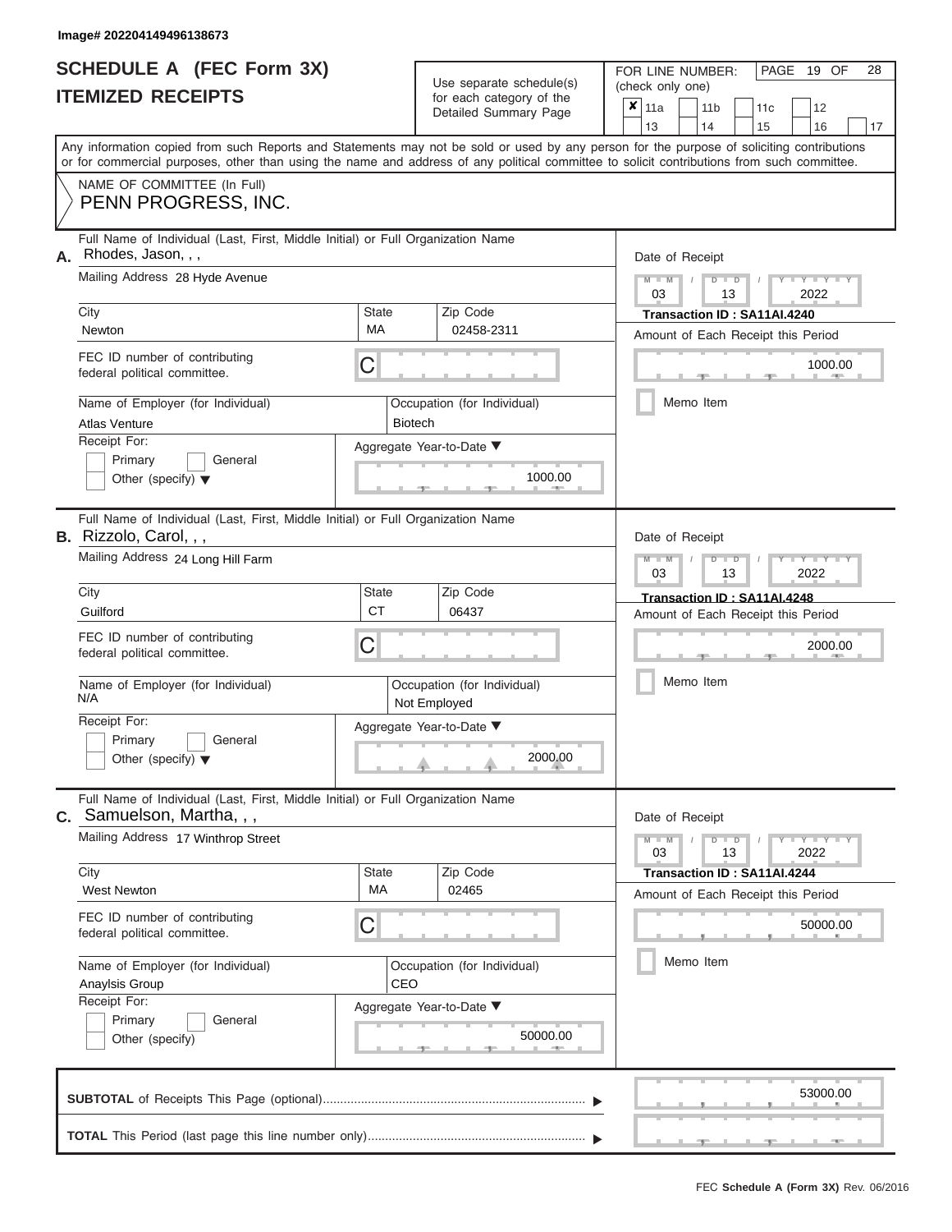Image# 202204149496138673

# SCHEDULE A (FEC Form 3X)
# ITEMIZED RECEIPTS

Use separate schedule(s) for each category of the Detailed Summary Page

FOR LINE NUMBER: (check only one)

| ✘ 11a | 11b | 11c | 12 |
|---|---|---|---|
| 13 | 14 | 15 | 16 | 17 |

PAGE 19 OF 28

Any information copied from such Reports and Statements may not be sold or used by any person for the purpose of soliciting contributions or for commercial purposes, other than using the name and address of any political committee to solicit contributions from such committee.

NAME OF COMMITTEE (In Full)
PENN PROGRESS, INC.

---

**A.** Full Name of Individual (Last, First, Middle Initial) or Full Organization Name: Rhodes, Jason, , ,

Mailing Address: 28 Hyde Avenue

City: Newton | State: MA | Zip Code: 02458-2311

FEC ID number of contributing federal political committee: C

Name of Employer (for Individual): Atlas Venture

Occupation (for Individual): Biotech

Receipt For: Primary / General / Other (specify)

Aggregate Year-to-Date: 1000.00

Date of Receipt: 03 / 13 / 2022

Transaction ID : SA11AI.4240

Amount of Each Receipt this Period: 1000.00

Memo Item

---

**B.** Full Name of Individual (Last, First, Middle Initial) or Full Organization Name: Rizzolo, Carol, , ,

Mailing Address: 24 Long Hill Farm

City: Guilford | State: CT | Zip Code: 06437

FEC ID number of contributing federal political committee: C

Name of Employer (for Individual): N/A

Occupation (for Individual): Not Employed

Receipt For: Primary / General / Other (specify)

Aggregate Year-to-Date: 2000.00

Date of Receipt: 03 / 13 / 2022

Transaction ID : SA11AI.4248

Amount of Each Receipt this Period: 2000.00

Memo Item

---

**C.** Full Name of Individual (Last, First, Middle Initial) or Full Organization Name: Samuelson, Martha, , ,

Mailing Address: 17 Winthrop Street

City: West Newton | State: MA | Zip Code: 02465

FEC ID number of contributing federal political committee: C

Name of Employer (for Individual): Anaylsis Group

Occupation (for Individual): CEO

Receipt For: Primary / General / Other (specify)

Aggregate Year-to-Date: 50000.00

Date of Receipt: 03 / 13 / 2022

Transaction ID : SA11AI.4244

Amount of Each Receipt this Period: 50000.00

Memo Item

---

**SUBTOTAL** of Receipts This Page (optional): 53000.00

**TOTAL** This Period (last page this line number only):

FEC Schedule A (Form 3X) Rev. 06/2016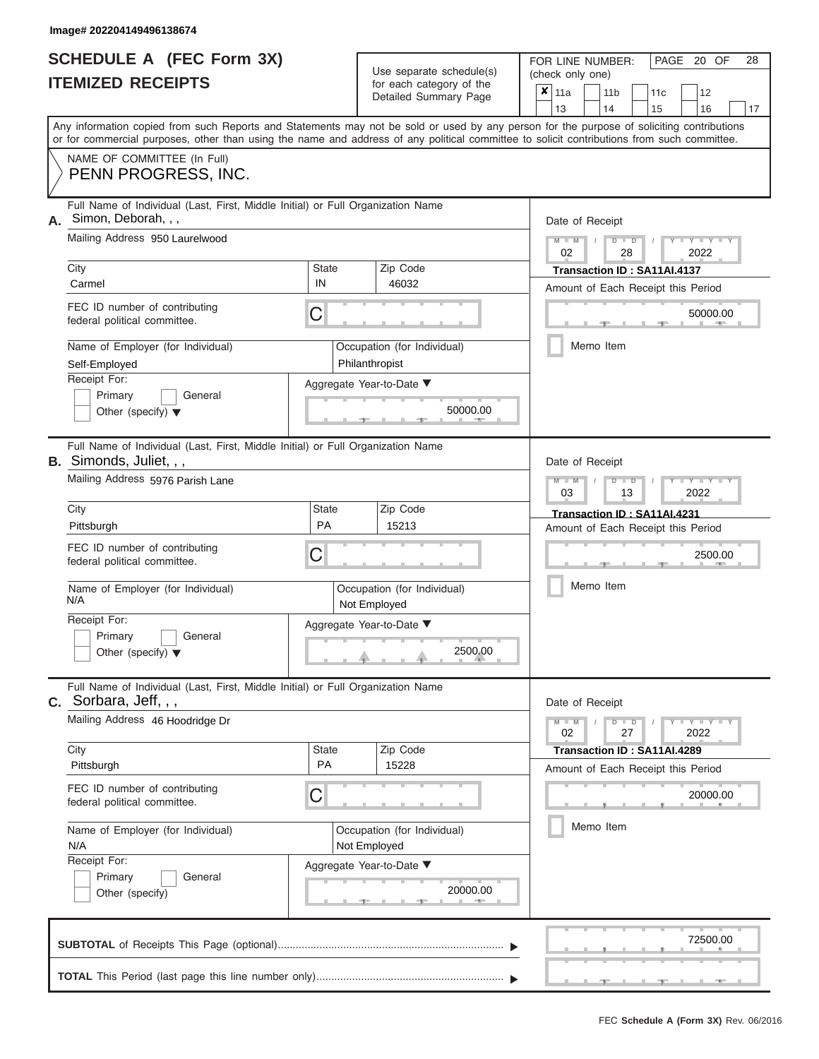Image# 202204149496138674

# SCHEDULE A (FEC Form 3X)
## ITEMIZED RECEIPTS

Use separate schedule(s) for each category of the Detailed Summary Page

FOR LINE NUMBER: (check only one)

- [x] 11a
- [ ] 11b
- [ ] 11c
- [ ] 12
- [ ] 13
- [ ] 14
- [ ] 15
- [ ] 16
- [ ] 17

PAGE 20 OF 28

Any information copied from such Reports and Statements may not be sold or used by any person for the purpose of soliciting contributions or for commercial purposes, other than using the name and address of any political committee to solicit contributions from such committee.

NAME OF COMMITTEE (In Full)
PENN PROGRESS, INC.

---

**A.** Full Name of Individual (Last, First, Middle Initial) or Full Organization Name: Simon, Deborah, , ,

Mailing Address: 950 Laurelwood

| City | State | Zip Code |
|---|---|---|
| Carmel | IN | 46032 |

FEC ID number of contributing federal political committee: C

Name of Employer (for Individual): Self-Employed

Occupation (for Individual): Philanthropist

Receipt For: Primary / General / Other (specify)

Aggregate Year-to-Date: 50000.00

Date of Receipt: 02 / 28 / 2022

Transaction ID : SA11AI.4137

Amount of Each Receipt this Period: 50000.00

Memo Item

---

**B.** Full Name of Individual (Last, First, Middle Initial) or Full Organization Name: Simonds, Juliet, , ,

Mailing Address: 5976 Parish Lane

| City | State | Zip Code |
|---|---|---|
| Pittsburgh | PA | 15213 |

FEC ID number of contributing federal political committee: C

Name of Employer (for Individual): N/A

Occupation (for Individual): Not Employed

Receipt For: Primary / General / Other (specify)

Aggregate Year-to-Date: 2500.00

Date of Receipt: 03 / 13 / 2022

Transaction ID : SA11AI.4231

Amount of Each Receipt this Period: 2500.00

Memo Item

---

**C.** Full Name of Individual (Last, First, Middle Initial) or Full Organization Name: Sorbara, Jeff, , ,

Mailing Address: 46 Hoodridge Dr

| City | State | Zip Code |
|---|---|---|
| Pittsburgh | PA | 15228 |

FEC ID number of contributing federal political committee: C

Name of Employer (for Individual): N/A

Occupation (for Individual): Not Employed

Receipt For: Primary / General / Other (specify)

Aggregate Year-to-Date: 20000.00

Date of Receipt: 02 / 27 / 2022

Transaction ID : SA11AI.4289

Amount of Each Receipt this Period: 20000.00

Memo Item

---

**SUBTOTAL** of Receipts This Page (optional): 72500.00

**TOTAL** This Period (last page this line number only):

FEC **Schedule A (Form 3X)** Rev. 06/2016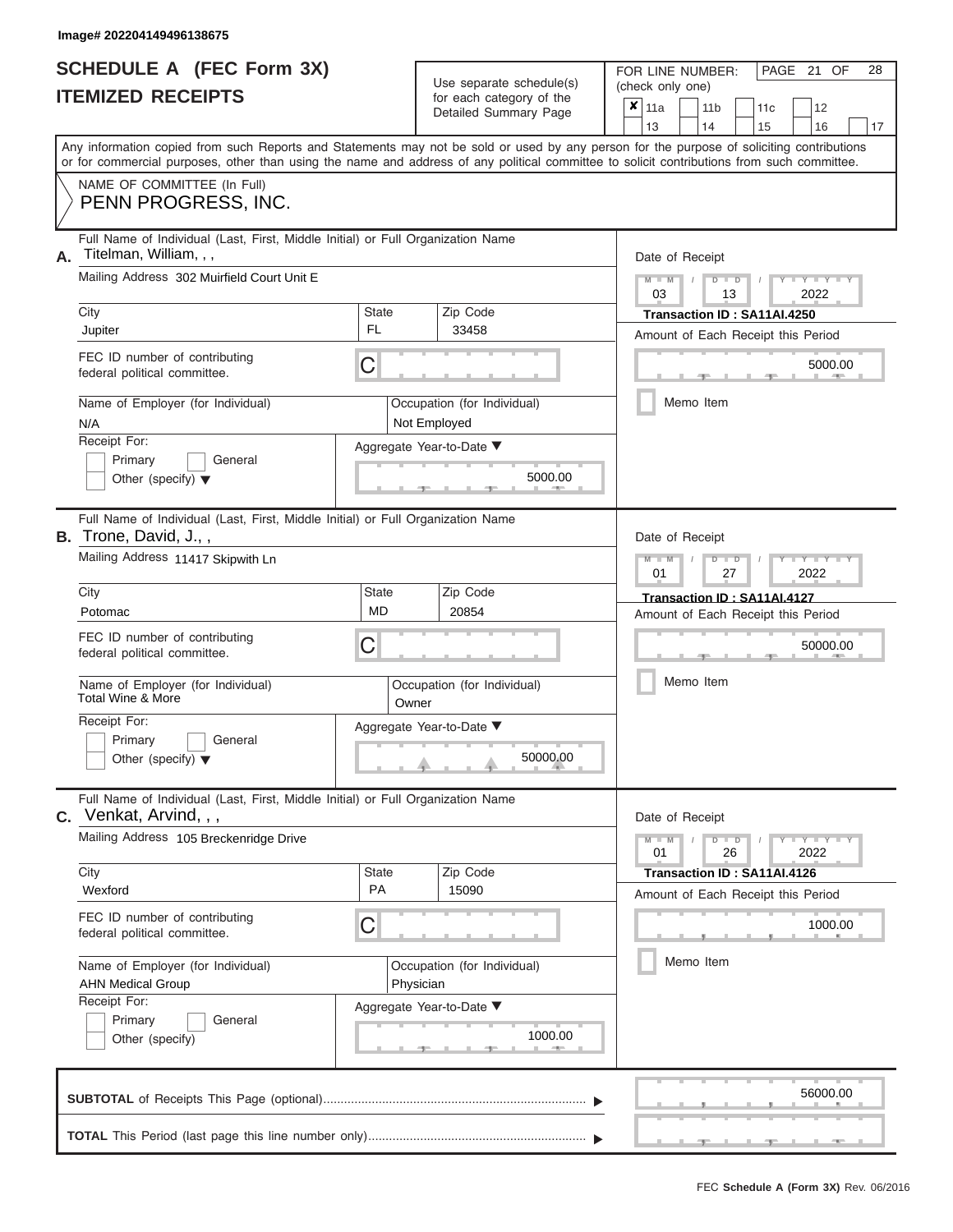Image# 202204149496138675

# SCHEDULE A (FEC Form 3X)
# ITEMIZED RECEIPTS

Use separate schedule(s) for each category of the Detailed Summary Page

FOR LINE NUMBER: (check only one)

PAGE 21 OF 28

- [x] 11a
- [ ] 11b
- [ ] 11c
- [ ] 12
- [ ] 13
- [ ] 14
- [ ] 15
- [ ] 16
- [ ] 17

Any information copied from such Reports and Statements may not be sold or used by any person for the purpose of soliciting contributions or for commercial purposes, other than using the name and address of any political committee to solicit contributions from such committee.

NAME OF COMMITTEE (In Full)
PENN PROGRESS, INC.

---

**A.** Full Name of Individual (Last, First, Middle Initial) or Full Organization Name: Titelman, William, , ,

Mailing Address: 302 Muirfield Court Unit E

City: Jupiter | State: FL | Zip Code: 33458

FEC ID number of contributing federal political committee: C

Name of Employer (for Individual): N/A

Occupation (for Individual): Not Employed

Receipt For: Primary [ ] General [ ] Other (specify) [ ]

Aggregate Year-to-Date: 5000.00

Date of Receipt: 03 / 13 / 2022

Transaction ID : SA11AI.4250

Amount of Each Receipt this Period: 5000.00

Memo Item [ ]

---

**B.** Full Name of Individual (Last, First, Middle Initial) or Full Organization Name: Trone, David, J., ,

Mailing Address: 11417 Skipwith Ln

City: Potomac | State: MD | Zip Code: 20854

FEC ID number of contributing federal political committee: C

Name of Employer (for Individual): Total Wine & More

Occupation (for Individual): Owner

Receipt For: Primary [ ] General [ ] Other (specify) [ ]

Aggregate Year-to-Date: 50000.00

Date of Receipt: 01 / 27 / 2022

Transaction ID : SA11AI.4127

Amount of Each Receipt this Period: 50000.00

Memo Item [ ]

---

**C.** Full Name of Individual (Last, First, Middle Initial) or Full Organization Name: Venkat, Arvind, , ,

Mailing Address: 105 Breckenridge Drive

City: Wexford | State: PA | Zip Code: 15090

FEC ID number of contributing federal political committee: C

Name of Employer (for Individual): AHN Medical Group

Occupation (for Individual): Physician

Receipt For: Primary [ ] General [ ] Other (specify) [ ]

Aggregate Year-to-Date: 1000.00

Date of Receipt: 01 / 26 / 2022

Transaction ID : SA11AI.4126

Amount of Each Receipt this Period: 1000.00

Memo Item [ ]

---

**SUBTOTAL** of Receipts This Page (optional): 56000.00

**TOTAL** This Period (last page this line number only):

FEC Schedule A (Form 3X) Rev. 06/2016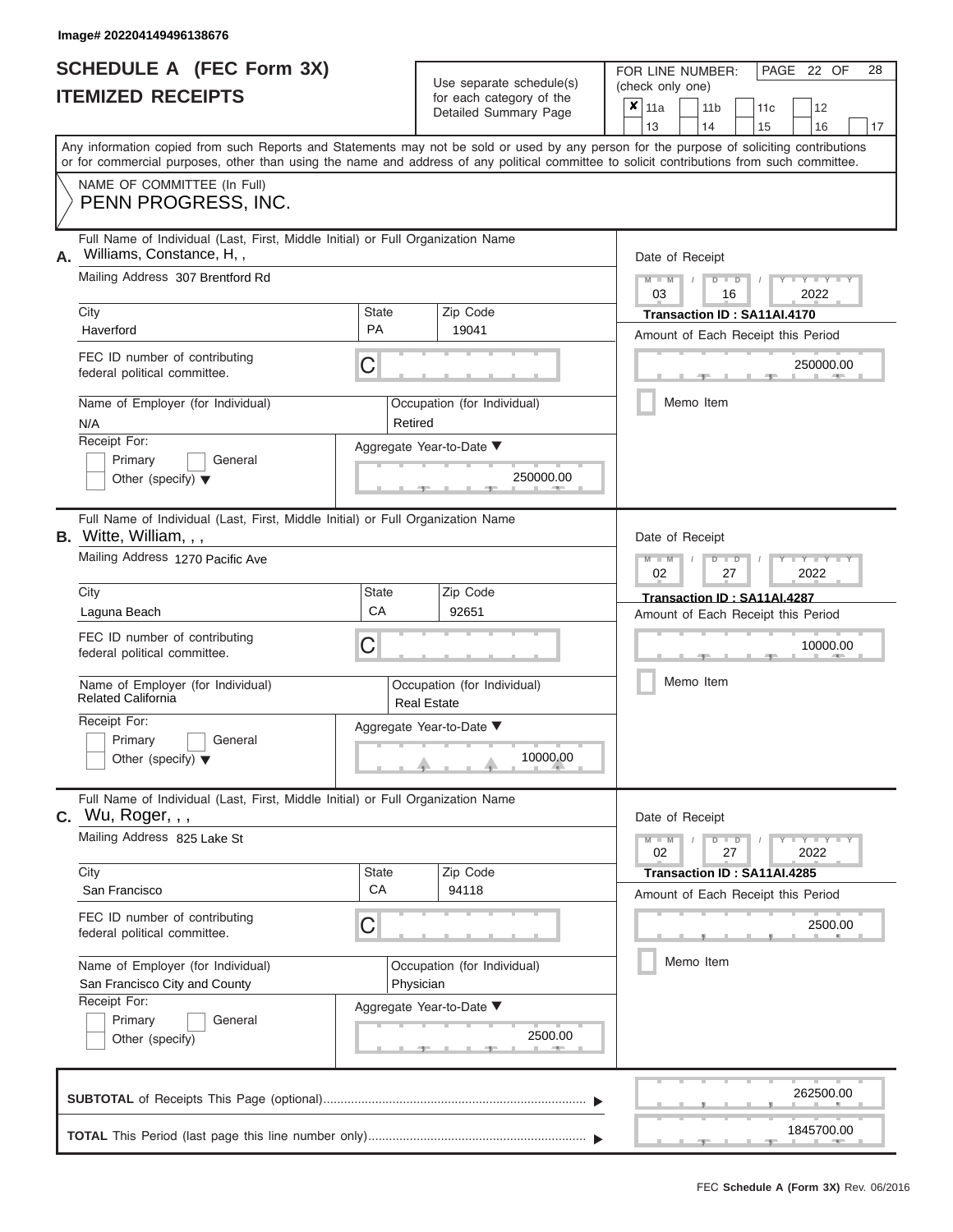Image# 202204149496138676

# SCHEDULE A (FEC Form 3X)
## ITEMIZED RECEIPTS

Use separate schedule(s) for each category of the Detailed Summary Page

FOR LINE NUMBER: (check only one)

- [x] 11a
- [ ] 11b
- [ ] 11c
- [ ] 12
- [ ] 13
- [ ] 14
- [ ] 15
- [ ] 16
- [ ] 17

Any information copied from such Reports and Statements may not be sold or used by any person for the purpose of soliciting contributions or for commercial purposes, other than using the name and address of any political committee to solicit contributions from such committee.

NAME OF COMMITTEE (In Full)
PENN PROGRESS, INC.

---

**A.** Full Name of Individual (Last, First, Middle Initial) or Full Organization Name: Williams, Constance, H, ,

Mailing Address: 307 Brentford Rd

City: Haverford | State: PA | Zip Code: 19041

FEC ID number of contributing federal political committee: C

Name of Employer (for Individual): N/A

Occupation (for Individual): Retired

Receipt For: Primary / General / Other (specify)

Aggregate Year-to-Date: 250000.00

Date of Receipt: 03 / 16 / 2022

Transaction ID : SA11AI.4170

Amount of Each Receipt this Period: 250000.00

Memo Item

---

**B.** Full Name of Individual (Last, First, Middle Initial) or Full Organization Name: Witte, William, , ,

Mailing Address: 1270 Pacific Ave

City: Laguna Beach | State: CA | Zip Code: 92651

FEC ID number of contributing federal political committee: C

Name of Employer (for Individual): Related California

Occupation (for Individual): Real Estate

Receipt For: Primary / General / Other (specify)

Aggregate Year-to-Date: 10000.00

Date of Receipt: 02 / 27 / 2022

Transaction ID : SA11AI.4287

Amount of Each Receipt this Period: 10000.00

Memo Item

---

**C.** Full Name of Individual (Last, First, Middle Initial) or Full Organization Name: Wu, Roger, , ,

Mailing Address: 825 Lake St

City: San Francisco | State: CA | Zip Code: 94118

FEC ID number of contributing federal political committee: C

Name of Employer (for Individual): San Francisco City and County

Occupation (for Individual): Physician

Receipt For: Primary / General / Other (specify)

Aggregate Year-to-Date: 2500.00

Date of Receipt: 02 / 27 / 2022

Transaction ID : SA11AI.4285

Amount of Each Receipt this Period: 2500.00

Memo Item

---

**SUBTOTAL** of Receipts This Page (optional): 262500.00

**TOTAL** This Period (last page this line number only): 1845700.00

FEC **Schedule A (Form 3X)** Rev. 06/2016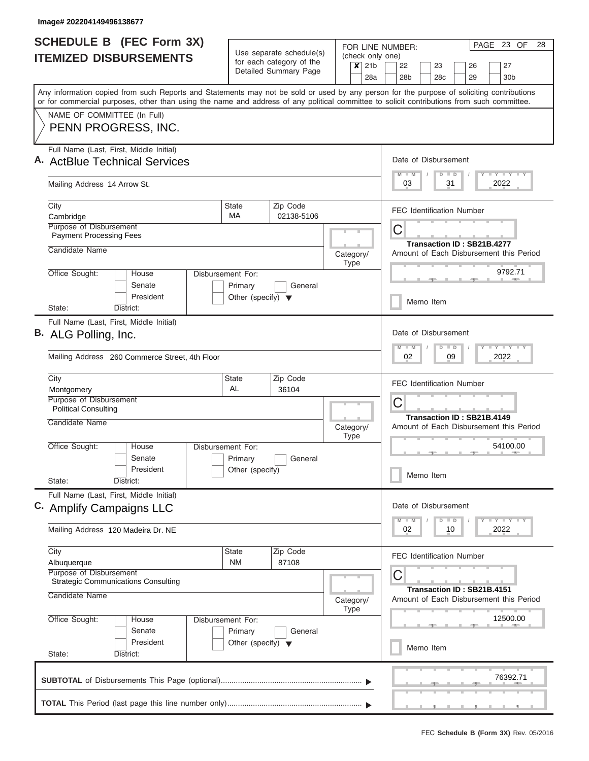Image# 202204149496138677

# SCHEDULE B (FEC Form 3X)
## ITEMIZED DISBURSEMENTS

Use separate schedule(s) for each category of the Detailed Summary Page

FOR LINE NUMBER: (check only one)

✘ 21b | 22 | 23 | 26 | 27 | 28a | 28b | 28c | 29 | 30b

PAGE 23 OF 28

Any information copied from such Reports and Statements may not be sold or used by any person for the purpose of soliciting contributions or for commercial purposes, other than using the name and address of any political committee to solicit contributions from such committee.

NAME OF COMMITTEE (In Full)
PENN PROGRESS, INC.

---

**A.** Full Name (Last, First, Middle Initial): ActBlue Technical Services

Mailing Address: 14 Arrow St.

City: Cambridge | State: MA | Zip Code: 02138-5106

Purpose of Disbursement: Payment Processing Fees

Candidate Name:

Category/Type:

Office Sought: House / Senate / President — State: — District:

Disbursement For: Primary / General / Other (specify)

Date of Disbursement: 03 / 31 / 2022

FEC Identification Number: C

Transaction ID : SB21B.4277

Amount of Each Disbursement this Period: 9792.71

Memo Item

---

**B.** Full Name (Last, First, Middle Initial): ALG Polling, Inc.

Mailing Address: 260 Commerce Street, 4th Floor

City: Montgomery | State: AL | Zip Code: 36104

Purpose of Disbursement: Political Consulting

Candidate Name:

Category/Type:

Office Sought: House / Senate / President — State: — District:

Disbursement For: Primary / General / Other (specify)

Date of Disbursement: 02 / 09 / 2022

FEC Identification Number: C

Transaction ID : SB21B.4149

Amount of Each Disbursement this Period: 54100.00

Memo Item

---

**C.** Full Name (Last, First, Middle Initial): Amplify Campaigns LLC

Mailing Address: 120 Madeira Dr. NE

City: Albuquerque | State: NM | Zip Code: 87108

Purpose of Disbursement: Strategic Communications Consulting

Candidate Name:

Category/Type:

Office Sought: House / Senate / President — State: — District:

Disbursement For: Primary / General / Other (specify)

Date of Disbursement: 02 / 10 / 2022

FEC Identification Number: C

Transaction ID : SB21B.4151

Amount of Each Disbursement this Period: 12500.00

Memo Item

---

**SUBTOTAL** of Disbursements This Page (optional): 76392.71

**TOTAL** This Period (last page this line number only):

FEC **Schedule B (Form 3X)** Rev. 05/2016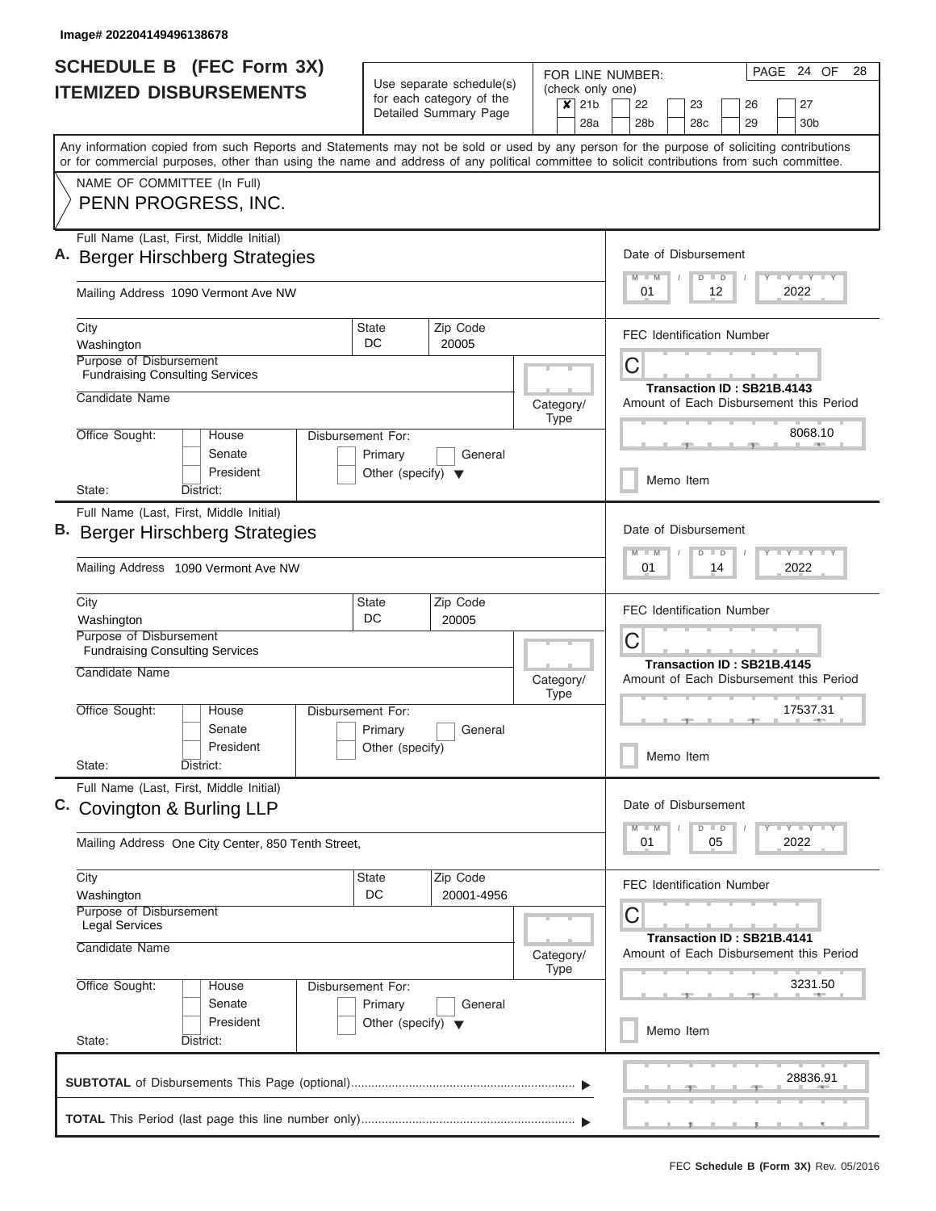Image# 202204149496138678

# SCHEDULE B (FEC Form 3X)
## ITEMIZED DISBURSEMENTS

Use separate schedule(s) for each category of the Detailed Summary Page

FOR LINE NUMBER: (check only one)

- [x] 21b
- [ ] 22
- [ ] 23
- [ ] 26
- [ ] 27
- [ ] 28a
- [ ] 28b
- [ ] 28c
- [ ] 29
- [ ] 30b

PAGE 24 OF 28

Any information copied from such Reports and Statements may not be sold or used by any person for the purpose of soliciting contributions or for commercial purposes, other than using the name and address of any political committee to solicit contributions from such committee.

NAME OF COMMITTEE (In Full)

PENN PROGRESS, INC.

---

**A.** Full Name (Last, First, Middle Initial): Berger Hirschberg Strategies

Mailing Address: 1090 Vermont Ave NW

City: Washington | State: DC | Zip Code: 20005

Purpose of Disbursement: Fundraising Consulting Services

Candidate Name:

Category/Type:

Office Sought: House / Senate / President

State: District:

Disbursement For: Primary / General / Other (specify)

Date of Disbursement: 01 / 12 / 2022

FEC Identification Number: C

Transaction ID : SB21B.4143

Amount of Each Disbursement this Period: 8068.10

Memo Item

---

**B.** Full Name (Last, First, Middle Initial): Berger Hirschberg Strategies

Mailing Address: 1090 Vermont Ave NW

City: Washington | State: DC | Zip Code: 20005

Purpose of Disbursement: Fundraising Consulting Services

Candidate Name:

Category/Type:

Office Sought: House / Senate / President

State: District:

Disbursement For: Primary / General / Other (specify)

Date of Disbursement: 01 / 14 / 2022

FEC Identification Number: C

Transaction ID : SB21B.4145

Amount of Each Disbursement this Period: 17537.31

Memo Item

---

**C.** Full Name (Last, First, Middle Initial): Covington & Burling LLP

Mailing Address: One City Center, 850 Tenth Street,

City: Washington | State: DC | Zip Code: 20001-4956

Purpose of Disbursement: Legal Services

Candidate Name:

Category/Type:

Office Sought: House / Senate / President

State: District:

Disbursement For: Primary / General / Other (specify)

Date of Disbursement: 01 / 05 / 2022

FEC Identification Number: C

Transaction ID : SB21B.4141

Amount of Each Disbursement this Period: 3231.50

Memo Item

---

**SUBTOTAL** of Disbursements This Page (optional): 28836.91

**TOTAL** This Period (last page this line number only):

FEC **Schedule B (Form 3X)** Rev. 05/2016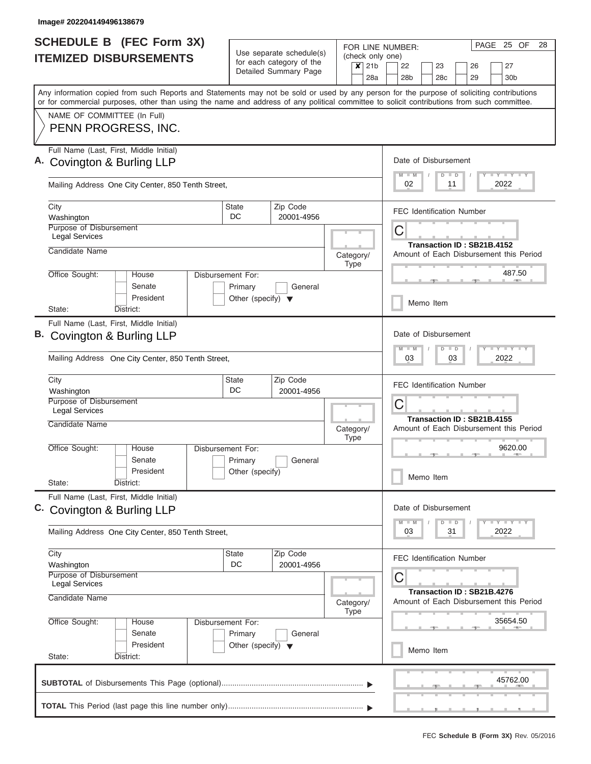Image# 202204149496138679

# SCHEDULE B (FEC Form 3X)
## ITEMIZED DISBURSEMENTS

Use separate schedule(s) for each category of the Detailed Summary Page

FOR LINE NUMBER: (check only one)

- [x] 21b
- [ ] 22
- [ ] 23
- [ ] 26
- [ ] 27
- [ ] 28a
- [ ] 28b
- [ ] 28c
- [ ] 29
- [ ] 30b

PAGE 25 OF 28

Any information copied from such Reports and Statements may not be sold or used by any person for the purpose of soliciting contributions or for commercial purposes, other than using the name and address of any political committee to solicit contributions from such committee.

NAME OF COMMITTEE (In Full)
PENN PROGRESS, INC.

---

**A.** Full Name (Last, First, Middle Initial): Covington & Burling LLP

Mailing Address: One City Center, 850 Tenth Street,

City: Washington | State: DC | Zip Code: 20001-4956

Purpose of Disbursement: Legal Services

Candidate Name:

Category/Type:

Office Sought: House / Senate / President

State: District:

Disbursement For: Primary / General / Other (specify)

Date of Disbursement: 02 / 11 / 2022

FEC Identification Number: C

Transaction ID : SB21B.4152

Amount of Each Disbursement this Period: 487.50

Memo Item

---

**B.** Full Name (Last, First, Middle Initial): Covington & Burling LLP

Mailing Address: One City Center, 850 Tenth Street,

City: Washington | State: DC | Zip Code: 20001-4956

Purpose of Disbursement: Legal Services

Candidate Name:

Category/Type:

Office Sought: House / Senate / President

State: District:

Disbursement For: Primary / General / Other (specify)

Date of Disbursement: 03 / 03 / 2022

FEC Identification Number: C

Transaction ID : SB21B.4155

Amount of Each Disbursement this Period: 9620.00

Memo Item

---

**C.** Full Name (Last, First, Middle Initial): Covington & Burling LLP

Mailing Address: One City Center, 850 Tenth Street,

City: Washington | State: DC | Zip Code: 20001-4956

Purpose of Disbursement: Legal Services

Candidate Name:

Category/Type:

Office Sought: House / Senate / President

State: District:

Disbursement For: Primary / General / Other (specify)

Date of Disbursement: 03 / 31 / 2022

FEC Identification Number: C

Transaction ID : SB21B.4276

Amount of Each Disbursement this Period: 35654.50

Memo Item

---

**SUBTOTAL** of Disbursements This Page (optional): 45762.00

**TOTAL** This Period (last page this line number only):

FEC **Schedule B (Form 3X)** Rev. 05/2016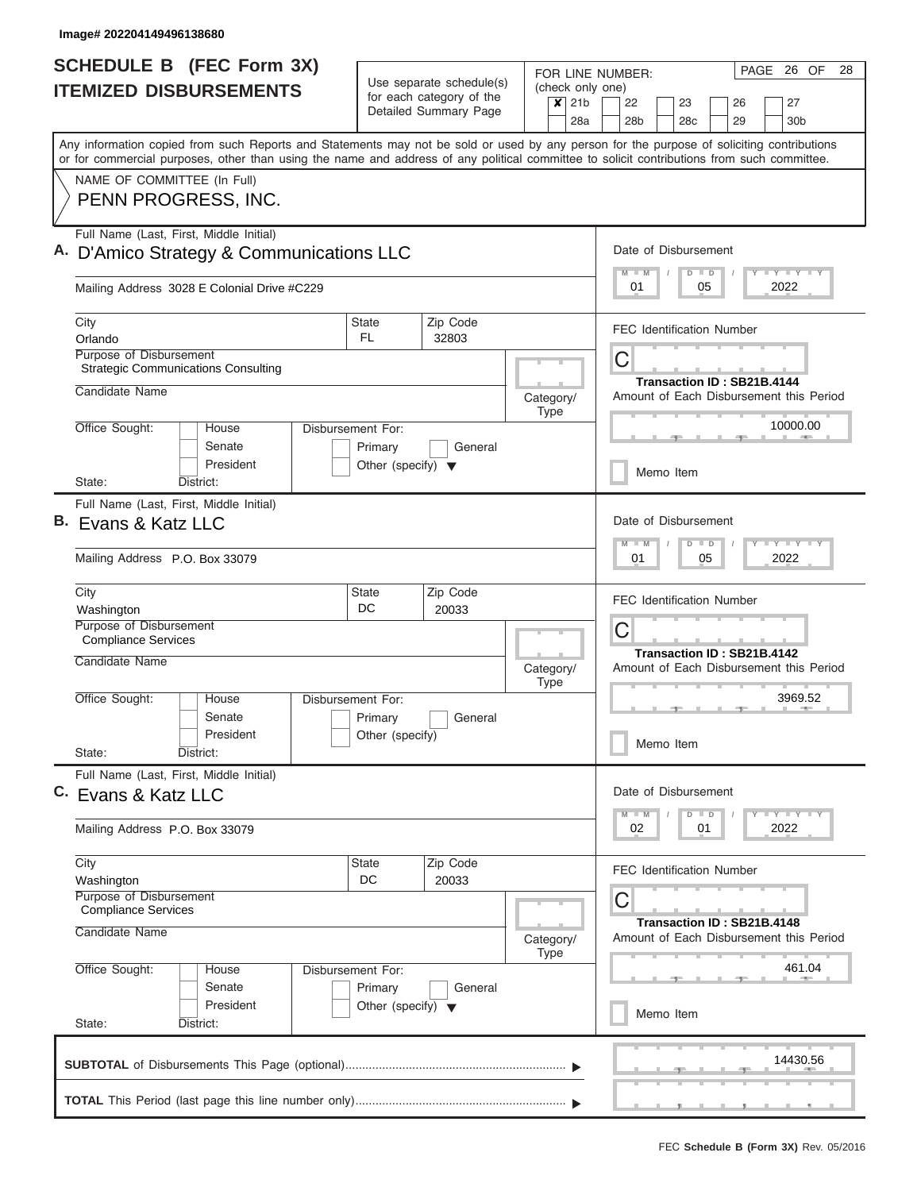Image# 202204149496138680

# SCHEDULE B (FEC Form 3X) ITEMIZED DISBURSEMENTS

Use separate schedule(s) for each category of the Detailed Summary Page

FOR LINE NUMBER: (check only one)

- [x] 21b
- [ ] 22
- [ ] 23
- [ ] 26
- [ ] 27
- [ ] 28a
- [ ] 28b
- [ ] 28c
- [ ] 29
- [ ] 30b

PAGE 26 OF 28

Any information copied from such Reports and Statements may not be sold or used by any person for the purpose of soliciting contributions or for commercial purposes, other than using the name and address of any political committee to solicit contributions from such committee.

NAME OF COMMITTEE (In Full)

PENN PROGRESS, INC.

---

**A.** Full Name (Last, First, Middle Initial): D'Amico Strategy & Communications LLC

Mailing Address: 3028 E Colonial Drive #C229

City: Orlando | State: FL | Zip Code: 32803

Purpose of Disbursement: Strategic Communications Consulting

Candidate Name:

Category/Type:

Office Sought: House / Senate / President

State: District:

Disbursement For: Primary / General / Other (specify)

Date of Disbursement: 01 / 05 / 2022

FEC Identification Number: C

Transaction ID : SB21B.4144

Amount of Each Disbursement this Period: 10000.00

Memo Item

---

**B.** Full Name (Last, First, Middle Initial): Evans & Katz LLC

Mailing Address: P.O. Box 33079

City: Washington | State: DC | Zip Code: 20033

Purpose of Disbursement: Compliance Services

Candidate Name:

Category/Type:

Office Sought: House / Senate / President

State: District:

Disbursement For: Primary / General / Other (specify)

Date of Disbursement: 01 / 05 / 2022

FEC Identification Number: C

Transaction ID : SB21B.4142

Amount of Each Disbursement this Period: 3969.52

Memo Item

---

**C.** Full Name (Last, First, Middle Initial): Evans & Katz LLC

Mailing Address: P.O. Box 33079

City: Washington | State: DC | Zip Code: 20033

Purpose of Disbursement: Compliance Services

Candidate Name:

Category/Type:

Office Sought: House / Senate / President

State: District:

Disbursement For: Primary / General / Other (specify)

Date of Disbursement: 02 / 01 / 2022

FEC Identification Number: C

Transaction ID : SB21B.4148

Amount of Each Disbursement this Period: 461.04

Memo Item

---

**SUBTOTAL** of Disbursements This Page (optional): 14430.56

**TOTAL** This Period (last page this line number only):

FEC **Schedule B (Form 3X)** Rev. 05/2016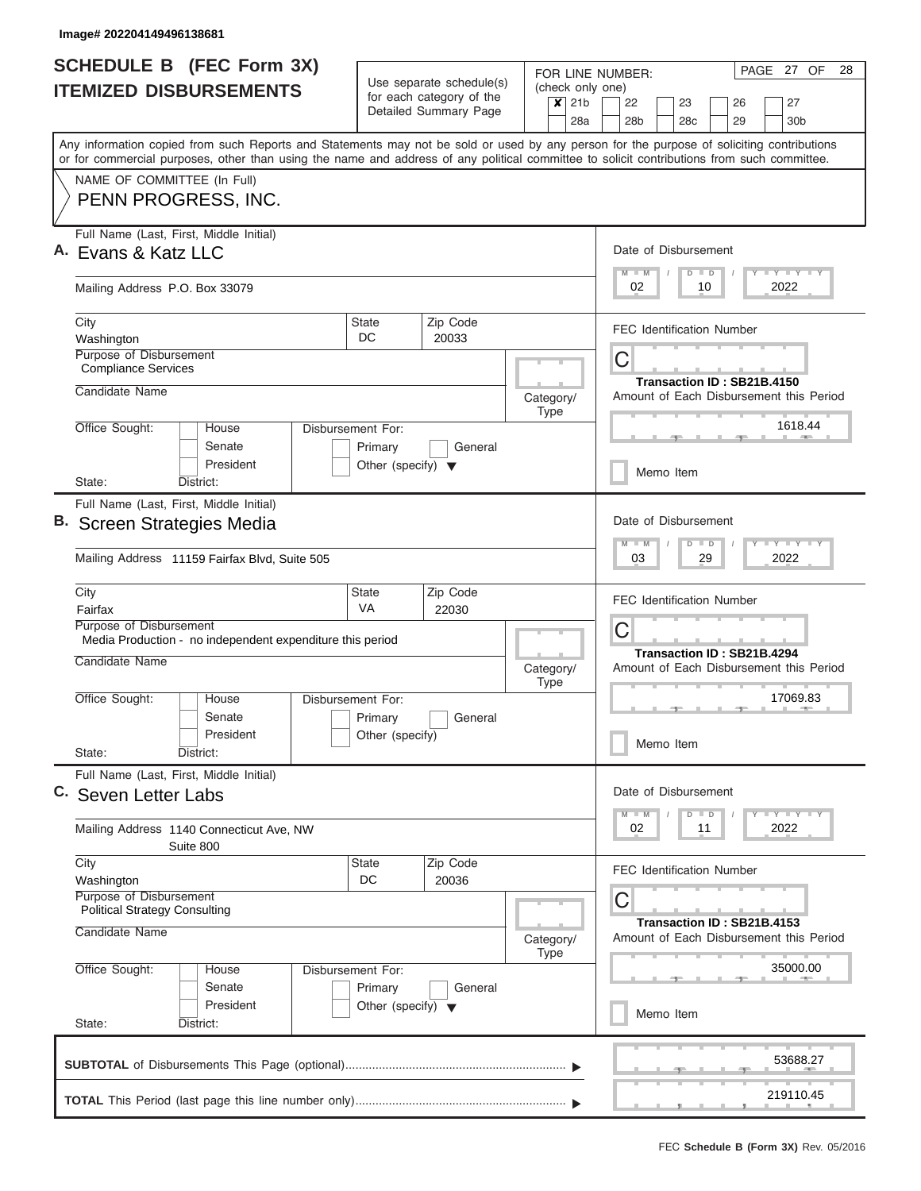Image# 202204149496138681

# SCHEDULE B (FEC Form 3X) ITEMIZED DISBURSEMENTS

Use separate schedule(s) for each category of the Detailed Summary Page

FOR LINE NUMBER: (check only one)

- [x] 21b
- [ ] 22
- [ ] 23
- [ ] 26
- [ ] 27
- [ ] 28a
- [ ] 28b
- [ ] 28c
- [ ] 29
- [ ] 30b

Any information copied from such Reports and Statements may not be sold or used by any person for the purpose of soliciting contributions or for commercial purposes, other than using the name and address of any political committee to solicit contributions from such committee.

NAME OF COMMITTEE (In Full)
PENN PROGRESS, INC.

## A.

Full Name (Last, First, Middle Initial): Evans & Katz LLC

Mailing Address: P.O. Box 33079

City: Washington | State: DC | Zip Code: 20033

Purpose of Disbursement: Compliance Services

Candidate Name:

Category/Type:

Office Sought: [ ] House [ ] Senate [ ] President

State: District:

Disbursement For: [ ] Primary [ ] General [ ] Other (specify)

Date of Disbursement: 02 / 10 / 2022

FEC Identification Number: C

Transaction ID : SB21B.4150

Amount of Each Disbursement this Period: 1618.44

[ ] Memo Item

## B.

Full Name (Last, First, Middle Initial): Screen Strategies Media

Mailing Address: 11159 Fairfax Blvd, Suite 505

City: Fairfax | State: VA | Zip Code: 22030

Purpose of Disbursement: Media Production - no independent expenditure this period

Candidate Name:

Category/Type:

Office Sought: [ ] House [ ] Senate [ ] President

State: District:

Disbursement For: [ ] Primary [ ] General [ ] Other (specify)

Date of Disbursement: 03 / 29 / 2022

FEC Identification Number: C

Transaction ID : SB21B.4294

Amount of Each Disbursement this Period: 17069.83

[ ] Memo Item

## C.

Full Name (Last, First, Middle Initial): Seven Letter Labs

Mailing Address: 1140 Connecticut Ave, NW Suite 800

City: Washington | State: DC | Zip Code: 20036

Purpose of Disbursement: Political Strategy Consulting

Candidate Name:

Category/Type:

Office Sought: [ ] House [ ] Senate [ ] President

State: District:

Disbursement For: [ ] Primary [ ] General [ ] Other (specify)

Date of Disbursement: 02 / 11 / 2022

FEC Identification Number: C

Transaction ID : SB21B.4153

Amount of Each Disbursement this Period: 35000.00

[ ] Memo Item

**SUBTOTAL** of Disbursements This Page (optional): 53688.27

**TOTAL** This Period (last page this line number only): 219110.45

FEC **Schedule B (Form 3X)** Rev. 05/2016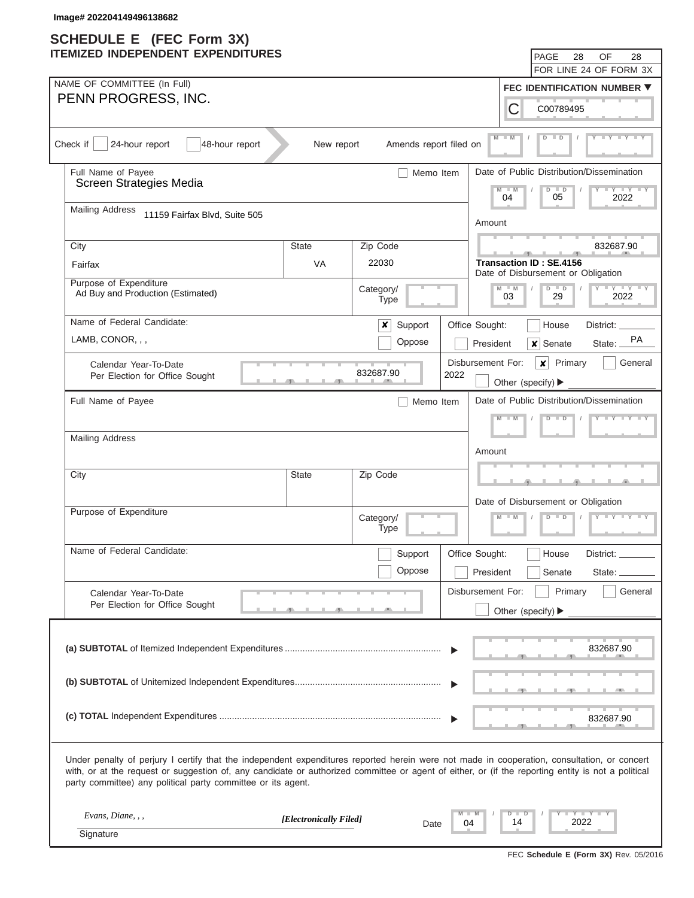Image# 202204149496138682

# SCHEDULE E (FEC Form 3X)
## ITEMIZED INDEPENDENT EXPENDITURES

PAGE 28 OF 28
FOR LINE 24 OF FORM 3X

NAME OF COMMITTEE (In Full)
PENN PROGRESS, INC.

FEC IDENTIFICATION NUMBER
C00789495

Check if [ ] 24-hour report [ ] 48-hour report New report Amends report filed on MM / DD / YYYY

---

Full Name of Payee: Screen Strategies Media [ ] Memo Item

Mailing Address: 11159 Fairfax Blvd, Suite 505

| City | State | Zip Code |
|---|---|---|
| Fairfax | VA | 22030 |

Purpose of Expenditure: Ad Buy and Production (Estimated)

Category/Type:

Date of Public Distribution/Dissemination: 04 / 05 / 2022

Amount: 832687.90

Transaction ID : SE.4156

Date of Disbursement or Obligation: 03 / 29 / 2022

Name of Federal Candidate: LAMB, CONOR, , ,

[x] Support [ ] Oppose

Office Sought: [ ] House [ ] President [x] Senate District: State: PA

Calendar Year-To-Date Per Election for Office Sought: 832687.90

Disbursement For: [x] Primary [ ] General 2022 [ ] Other (specify)

---

Full Name of Payee: [ ] Memo Item

Mailing Address:

| City | State | Zip Code |
|---|---|---|
| | | |

Purpose of Expenditure:

Category/Type:

Date of Public Distribution/Dissemination:

Amount:

Date of Disbursement or Obligation:

Name of Federal Candidate:

[ ] Support [ ] Oppose

Office Sought: [ ] House [ ] President [ ] Senate District: State:

Calendar Year-To-Date Per Election for Office Sought:

Disbursement For: [ ] Primary [ ] General [ ] Other (specify)

---

**(a) SUBTOTAL** of Itemized Independent Expenditures ▶ 832687.90

**(b) SUBTOTAL** of Unitemized Independent Expenditures ▶

**(c) TOTAL** Independent Expenditures ▶ 832687.90

Under penalty of perjury I certify that the independent expenditures reported herein were not made in cooperation, consultation, or concert with, or at the request or suggestion of, any candidate or authorized committee or agent of either, or (if the reporting entity is not a political party committee) any political party committee or its agent.

*Evans, Diane, , ,* *[Electronically Filed]* Date 04 / 14 / 2022

Signature

FEC **Schedule E (Form 3X)** Rev. 05/2016